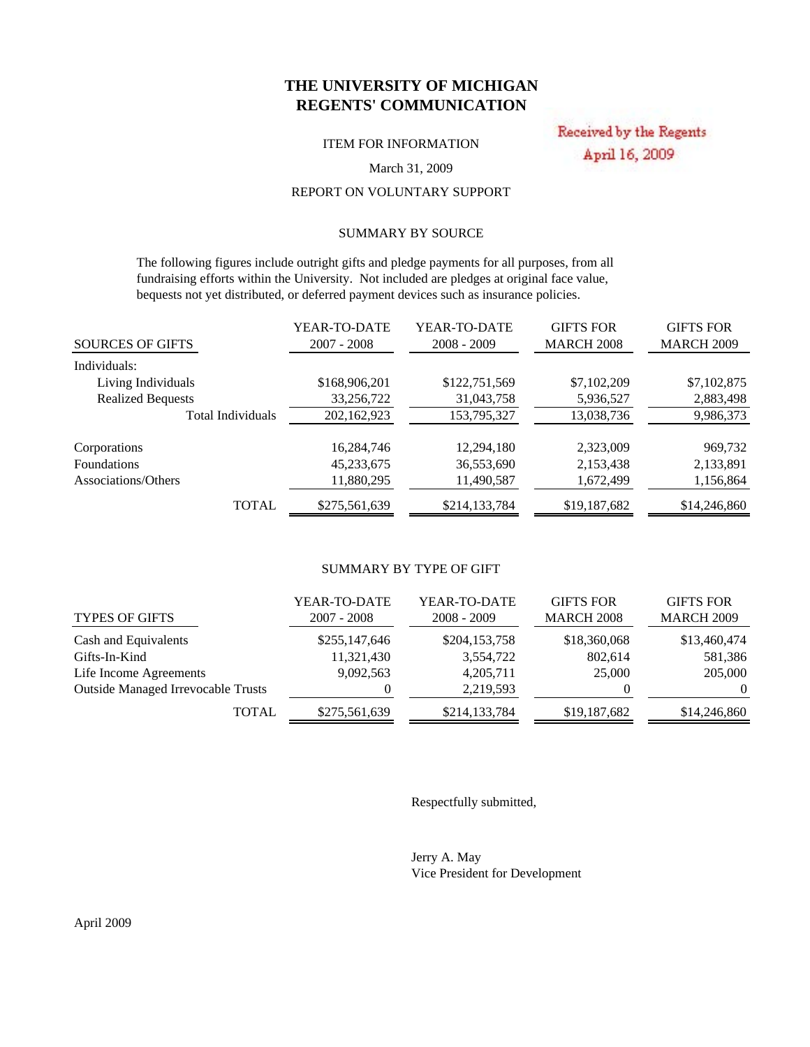# THE UNIVERSITY OF MICHIGAN
# REGENTS' COMMUNICATION

Received by the Regents
April 16, 2009

ITEM FOR INFORMATION

March 31, 2009

REPORT ON VOLUNTARY SUPPORT

SUMMARY BY SOURCE

The following figures include outright gifts and pledge payments for all purposes, from all fundraising efforts within the University. Not included are pledges at original face value, bequests not yet distributed, or deferred payment devices such as insurance policies.

| SOURCES OF GIFTS | YEAR-TO-DATE 2007 - 2008 | YEAR-TO-DATE 2008 - 2009 | GIFTS FOR MARCH 2008 | GIFTS FOR MARCH 2009 |
|---|---|---|---|---|
| Individuals: | | | | |
| Living Individuals | $168,906,201 | $122,751,569 | $7,102,209 | $7,102,875 |
| Realized Bequests | 33,256,722 | 31,043,758 | 5,936,527 | 2,883,498 |
| Total Individuals | 202,162,923 | 153,795,327 | 13,038,736 | 9,986,373 |
| Corporations | 16,284,746 | 12,294,180 | 2,323,009 | 969,732 |
| Foundations | 45,233,675 | 36,553,690 | 2,153,438 | 2,133,891 |
| Associations/Others | 11,880,295 | 11,490,587 | 1,672,499 | 1,156,864 |
| TOTAL | $275,561,639 | $214,133,784 | $19,187,682 | $14,246,860 |

SUMMARY BY TYPE OF GIFT

| TYPES OF GIFTS | YEAR-TO-DATE 2007 - 2008 | YEAR-TO-DATE 2008 - 2009 | GIFTS FOR MARCH 2008 | GIFTS FOR MARCH 2009 |
|---|---|---|---|---|
| Cash and Equivalents | $255,147,646 | $204,153,758 | $18,360,068 | $13,460,474 |
| Gifts-In-Kind | 11,321,430 | 3,554,722 | 802,614 | 581,386 |
| Life Income Agreements | 9,092,563 | 4,205,711 | 25,000 | 205,000 |
| Outside Managed Irrevocable Trusts | 0 | 2,219,593 | 0 | 0 |
| TOTAL | $275,561,639 | $214,133,784 | $19,187,682 | $14,246,860 |

Respectfully submitted,

Jerry A. May
Vice President for Development

April 2009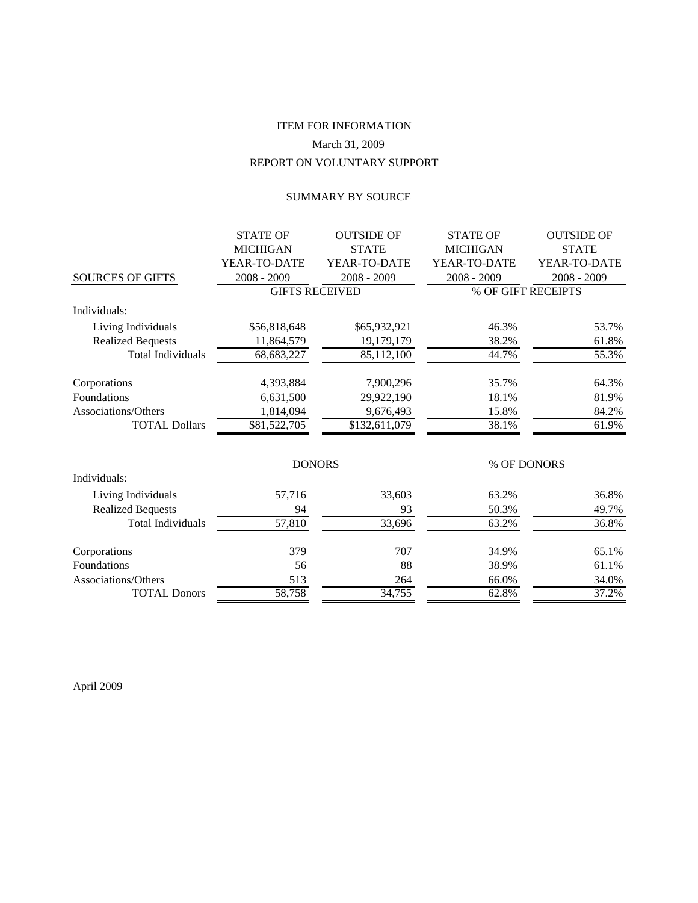ITEM FOR INFORMATION

March 31, 2009

REPORT ON VOLUNTARY SUPPORT

SUMMARY BY SOURCE

| SOURCES OF GIFTS | STATE OF MICHIGAN YEAR-TO-DATE 2008 - 2009 | OUTSIDE OF STATE YEAR-TO-DATE 2008 - 2009 | STATE OF MICHIGAN YEAR-TO-DATE 2008 - 2009 | OUTSIDE OF STATE YEAR-TO-DATE 2008 - 2009 |
|---|---|---|---|---|
| | GIFTS RECEIVED | | % OF GIFT RECEIPTS | |
| Individuals: | | | | |
| Living Individuals | $56,818,648 | $65,932,921 | 46.3% | 53.7% |
| Realized Bequests | 11,864,579 | 19,179,179 | 38.2% | 61.8% |
| Total Individuals | 68,683,227 | 85,112,100 | 44.7% | 55.3% |
| Corporations | 4,393,884 | 7,900,296 | 35.7% | 64.3% |
| Foundations | 6,631,500 | 29,922,190 | 18.1% | 81.9% |
| Associations/Others | 1,814,094 | 9,676,493 | 15.8% | 84.2% |
| TOTAL Dollars | $81,522,705 | $132,611,079 | 38.1% | 61.9% |
| | DONORS | | % OF DONORS | |
| Individuals: | | | | |
| Living Individuals | 57,716 | 33,603 | 63.2% | 36.8% |
| Realized Bequests | 94 | 93 | 50.3% | 49.7% |
| Total Individuals | 57,810 | 33,696 | 63.2% | 36.8% |
| Corporations | 379 | 707 | 34.9% | 65.1% |
| Foundations | 56 | 88 | 38.9% | 61.1% |
| Associations/Others | 513 | 264 | 66.0% | 34.0% |
| TOTAL Donors | 58,758 | 34,755 | 62.8% | 37.2% |

April 2009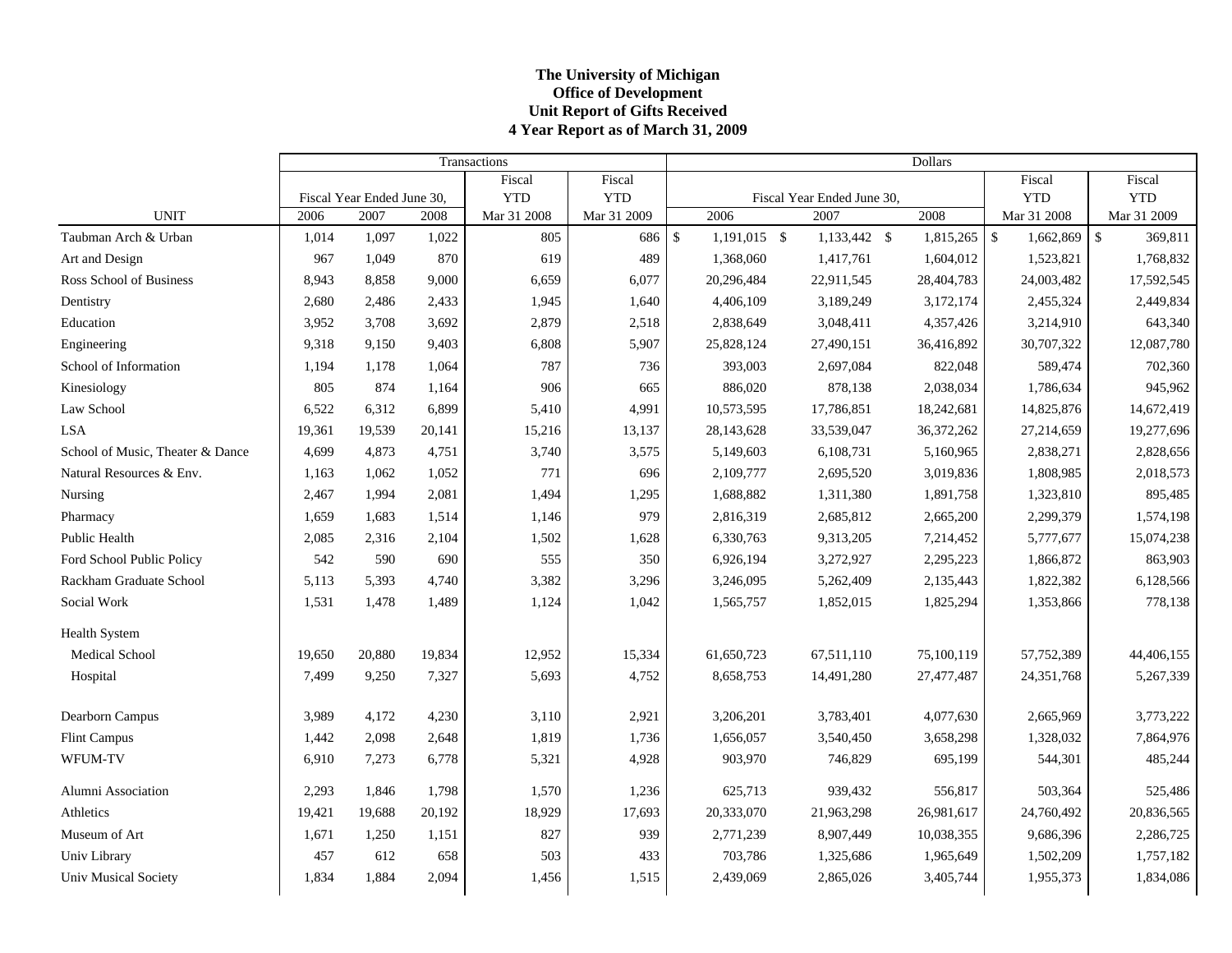**The University of Michigan**
**Office of Development**
**Unit Report of Gifts Received**
**4 Year Report as of March 31, 2009**

| | Transactions | | | | | Dollars | | | | |
|---|---|---|---|---|---|---|---|---|---|---|
| | Fiscal Year Ended June 30, | | | Fiscal YTD | Fiscal YTD | Fiscal Year Ended June 30, | | | Fiscal YTD | Fiscal YTD |
| UNIT | 2006 | 2007 | 2008 | Mar 31 2008 | Mar 31 2009 | 2006 | 2007 | 2008 | Mar 31 2008 | Mar 31 2009 |
| Taubman Arch & Urban | 1,014 | 1,097 | 1,022 | 805 | 686 | $ 1,191,015 | $ 1,133,442 | $ 1,815,265 | $ 1,662,869 | $ 369,811 |
| Art and Design | 967 | 1,049 | 870 | 619 | 489 | 1,368,060 | 1,417,761 | 1,604,012 | 1,523,821 | 1,768,832 |
| Ross School of Business | 8,943 | 8,858 | 9,000 | 6,659 | 6,077 | 20,296,484 | 22,911,545 | 28,404,783 | 24,003,482 | 17,592,545 |
| Dentistry | 2,680 | 2,486 | 2,433 | 1,945 | 1,640 | 4,406,109 | 3,189,249 | 3,172,174 | 2,455,324 | 2,449,834 |
| Education | 3,952 | 3,708 | 3,692 | 2,879 | 2,518 | 2,838,649 | 3,048,411 | 4,357,426 | 3,214,910 | 643,340 |
| Engineering | 9,318 | 9,150 | 9,403 | 6,808 | 5,907 | 25,828,124 | 27,490,151 | 36,416,892 | 30,707,322 | 12,087,780 |
| School of Information | 1,194 | 1,178 | 1,064 | 787 | 736 | 393,003 | 2,697,084 | 822,048 | 589,474 | 702,360 |
| Kinesiology | 805 | 874 | 1,164 | 906 | 665 | 886,020 | 878,138 | 2,038,034 | 1,786,634 | 945,962 |
| Law School | 6,522 | 6,312 | 6,899 | 5,410 | 4,991 | 10,573,595 | 17,786,851 | 18,242,681 | 14,825,876 | 14,672,419 |
| LSA | 19,361 | 19,539 | 20,141 | 15,216 | 13,137 | 28,143,628 | 33,539,047 | 36,372,262 | 27,214,659 | 19,277,696 |
| School of Music, Theater & Dance | 4,699 | 4,873 | 4,751 | 3,740 | 3,575 | 5,149,603 | 6,108,731 | 5,160,965 | 2,838,271 | 2,828,656 |
| Natural Resources & Env. | 1,163 | 1,062 | 1,052 | 771 | 696 | 2,109,777 | 2,695,520 | 3,019,836 | 1,808,985 | 2,018,573 |
| Nursing | 2,467 | 1,994 | 2,081 | 1,494 | 1,295 | 1,688,882 | 1,311,380 | 1,891,758 | 1,323,810 | 895,485 |
| Pharmacy | 1,659 | 1,683 | 1,514 | 1,146 | 979 | 2,816,319 | 2,685,812 | 2,665,200 | 2,299,379 | 1,574,198 |
| Public Health | 2,085 | 2,316 | 2,104 | 1,502 | 1,628 | 6,330,763 | 9,313,205 | 7,214,452 | 5,777,677 | 15,074,238 |
| Ford School Public Policy | 542 | 590 | 690 | 555 | 350 | 6,926,194 | 3,272,927 | 2,295,223 | 1,866,872 | 863,903 |
| Rackham Graduate School | 5,113 | 5,393 | 4,740 | 3,382 | 3,296 | 3,246,095 | 5,262,409 | 2,135,443 | 1,822,382 | 6,128,566 |
| Social Work | 1,531 | 1,478 | 1,489 | 1,124 | 1,042 | 1,565,757 | 1,852,015 | 1,825,294 | 1,353,866 | 778,138 |
| Health System | | | | | | | | | | |
| Medical School | 19,650 | 20,880 | 19,834 | 12,952 | 15,334 | 61,650,723 | 67,511,110 | 75,100,119 | 57,752,389 | 44,406,155 |
| Hospital | 7,499 | 9,250 | 7,327 | 5,693 | 4,752 | 8,658,753 | 14,491,280 | 27,477,487 | 24,351,768 | 5,267,339 |
| Dearborn Campus | 3,989 | 4,172 | 4,230 | 3,110 | 2,921 | 3,206,201 | 3,783,401 | 4,077,630 | 2,665,969 | 3,773,222 |
| Flint Campus | 1,442 | 2,098 | 2,648 | 1,819 | 1,736 | 1,656,057 | 3,540,450 | 3,658,298 | 1,328,032 | 7,864,976 |
| WFUM-TV | 6,910 | 7,273 | 6,778 | 5,321 | 4,928 | 903,970 | 746,829 | 695,199 | 544,301 | 485,244 |
| Alumni Association | 2,293 | 1,846 | 1,798 | 1,570 | 1,236 | 625,713 | 939,432 | 556,817 | 503,364 | 525,486 |
| Athletics | 19,421 | 19,688 | 20,192 | 18,929 | 17,693 | 20,333,070 | 21,963,298 | 26,981,617 | 24,760,492 | 20,836,565 |
| Museum of Art | 1,671 | 1,250 | 1,151 | 827 | 939 | 2,771,239 | 8,907,449 | 10,038,355 | 9,686,396 | 2,286,725 |
| Univ Library | 457 | 612 | 658 | 503 | 433 | 703,786 | 1,325,686 | 1,965,649 | 1,502,209 | 1,757,182 |
| Univ Musical Society | 1,834 | 1,884 | 2,094 | 1,456 | 1,515 | 2,439,069 | 2,865,026 | 3,405,744 | 1,955,373 | 1,834,086 |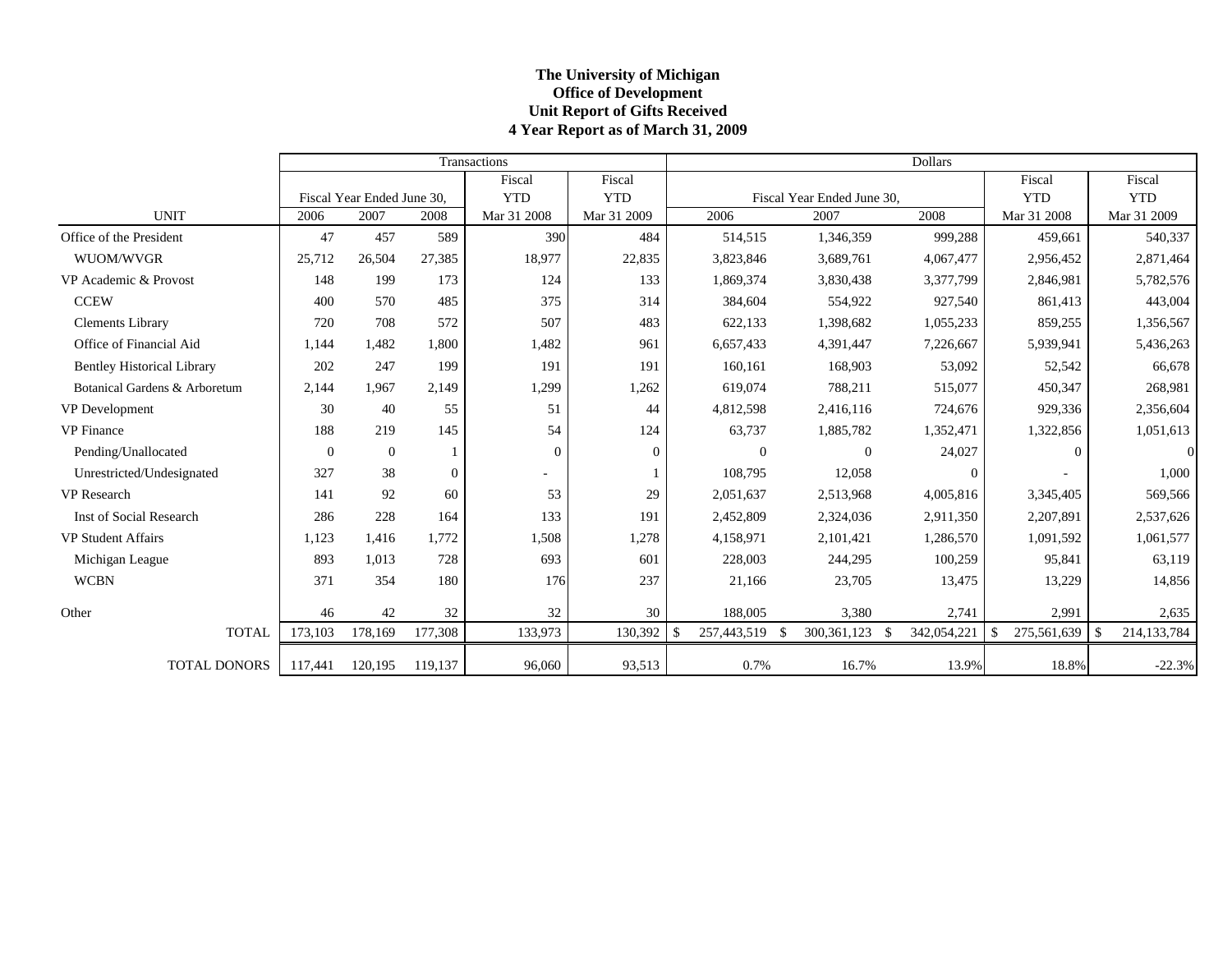# The University of Michigan
## Office of Development
## Unit Report of Gifts Received
## 4 Year Report as of March 31, 2009

| | Transactions | | | | | Dollars | | | | |
|---|---|---|---|---|---|---|---|---|---|---|
| | Fiscal Year Ended June 30, | | | Fiscal YTD | Fiscal YTD | Fiscal Year Ended June 30, | | | Fiscal YTD | Fiscal YTD |
| UNIT | 2006 | 2007 | 2008 | Mar 31 2008 | Mar 31 2009 | 2006 | 2007 | 2008 | Mar 31 2008 | Mar 31 2009 |
| Office of the President | 47 | 457 | 589 | 390 | 484 | 514,515 | 1,346,359 | 999,288 | 459,661 | 540,337 |
| WUOM/WVGR | 25,712 | 26,504 | 27,385 | 18,977 | 22,835 | 3,823,846 | 3,689,761 | 4,067,477 | 2,956,452 | 2,871,464 |
| VP Academic & Provost | 148 | 199 | 173 | 124 | 133 | 1,869,374 | 3,830,438 | 3,377,799 | 2,846,981 | 5,782,576 |
| CCEW | 400 | 570 | 485 | 375 | 314 | 384,604 | 554,922 | 927,540 | 861,413 | 443,004 |
| Clements Library | 720 | 708 | 572 | 507 | 483 | 622,133 | 1,398,682 | 1,055,233 | 859,255 | 1,356,567 |
| Office of Financial Aid | 1,144 | 1,482 | 1,800 | 1,482 | 961 | 6,657,433 | 4,391,447 | 7,226,667 | 5,939,941 | 5,436,263 |
| Bentley Historical Library | 202 | 247 | 199 | 191 | 191 | 160,161 | 168,903 | 53,092 | 52,542 | 66,678 |
| Botanical Gardens & Arboretum | 2,144 | 1,967 | 2,149 | 1,299 | 1,262 | 619,074 | 788,211 | 515,077 | 450,347 | 268,981 |
| VP Development | 30 | 40 | 55 | 51 | 44 | 4,812,598 | 2,416,116 | 724,676 | 929,336 | 2,356,604 |
| VP Finance | 188 | 219 | 145 | 54 | 124 | 63,737 | 1,885,782 | 1,352,471 | 1,322,856 | 1,051,613 |
| Pending/Unallocated | 0 | 0 | 1 | 0 | 0 | 0 | 0 | 24,027 | 0 | 0 |
| Unrestricted/Undesignated | 327 | 38 | 0 | - | 1 | 108,795 | 12,058 | 0 | - | 1,000 |
| VP Research | 141 | 92 | 60 | 53 | 29 | 2,051,637 | 2,513,968 | 4,005,816 | 3,345,405 | 569,566 |
| Inst of Social Research | 286 | 228 | 164 | 133 | 191 | 2,452,809 | 2,324,036 | 2,911,350 | 2,207,891 | 2,537,626 |
| VP Student Affairs | 1,123 | 1,416 | 1,772 | 1,508 | 1,278 | 4,158,971 | 2,101,421 | 1,286,570 | 1,091,592 | 1,061,577 |
| Michigan League | 893 | 1,013 | 728 | 693 | 601 | 228,003 | 244,295 | 100,259 | 95,841 | 63,119 |
| WCBN | 371 | 354 | 180 | 176 | 237 | 21,166 | 23,705 | 13,475 | 13,229 | 14,856 |
| Other | 46 | 42 | 32 | 32 | 30 | 188,005 | 3,380 | 2,741 | 2,991 | 2,635 |
| TOTAL | 173,103 | 178,169 | 177,308 | 133,973 | 130,392 | $ 257,443,519 | $ 300,361,123 | $ 342,054,221 | $ 275,561,639 | $ 214,133,784 |
| TOTAL DONORS | 117,441 | 120,195 | 119,137 | 96,060 | 93,513 | 0.7% | 16.7% | 13.9% | 18.8% | -22.3% |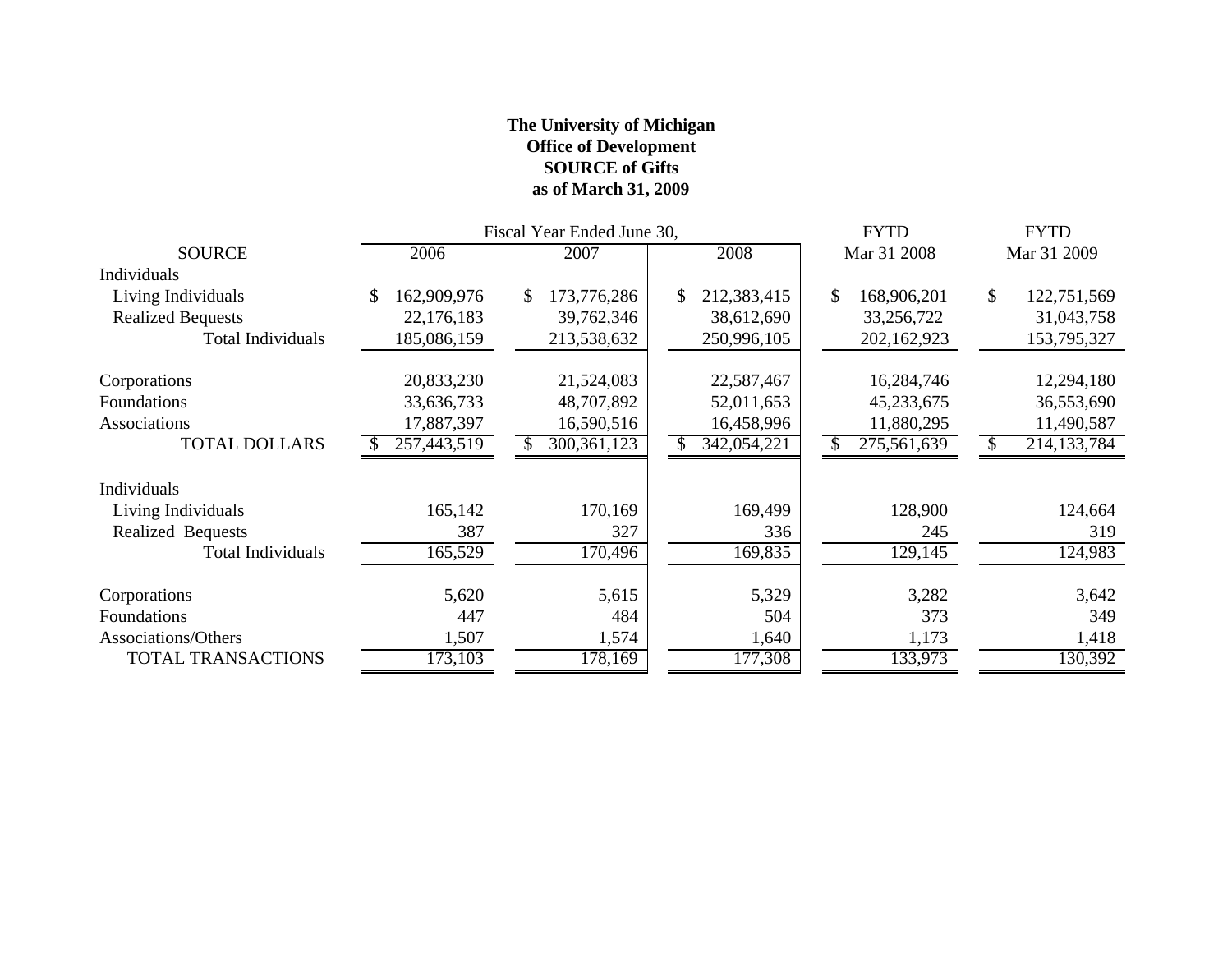**The University of Michigan**
**Office of Development**
**SOURCE of Gifts**
**as of March 31, 2009**

| | Fiscal Year Ended June 30, | | | FYTD | FYTD |
|---|---|---|---|---|---|
| SOURCE | 2006 | 2007 | 2008 | Mar 31 2008 | Mar 31 2009 |
| Individuals | | | | | |
| Living Individuals | $ 162,909,976 | $ 173,776,286 | $ 212,383,415 | $ 168,906,201 | $ 122,751,569 |
| Realized Bequests | 22,176,183 | 39,762,346 | 38,612,690 | 33,256,722 | 31,043,758 |
| Total Individuals | 185,086,159 | 213,538,632 | 250,996,105 | 202,162,923 | 153,795,327 |
| Corporations | 20,833,230 | 21,524,083 | 22,587,467 | 16,284,746 | 12,294,180 |
| Foundations | 33,636,733 | 48,707,892 | 52,011,653 | 45,233,675 | 36,553,690 |
| Associations | 17,887,397 | 16,590,516 | 16,458,996 | 11,880,295 | 11,490,587 |
| TOTAL DOLLARS | $ 257,443,519 | $ 300,361,123 | $ 342,054,221 | $ 275,561,639 | $ 214,133,784 |
| Individuals | | | | | |
| Living Individuals | 165,142 | 170,169 | 169,499 | 128,900 | 124,664 |
| Realized Bequests | 387 | 327 | 336 | 245 | 319 |
| Total Individuals | 165,529 | 170,496 | 169,835 | 129,145 | 124,983 |
| Corporations | 5,620 | 5,615 | 5,329 | 3,282 | 3,642 |
| Foundations | 447 | 484 | 504 | 373 | 349 |
| Associations/Others | 1,507 | 1,574 | 1,640 | 1,173 | 1,418 |
| TOTAL TRANSACTIONS | 173,103 | 178,169 | 177,308 | 133,973 | 130,392 |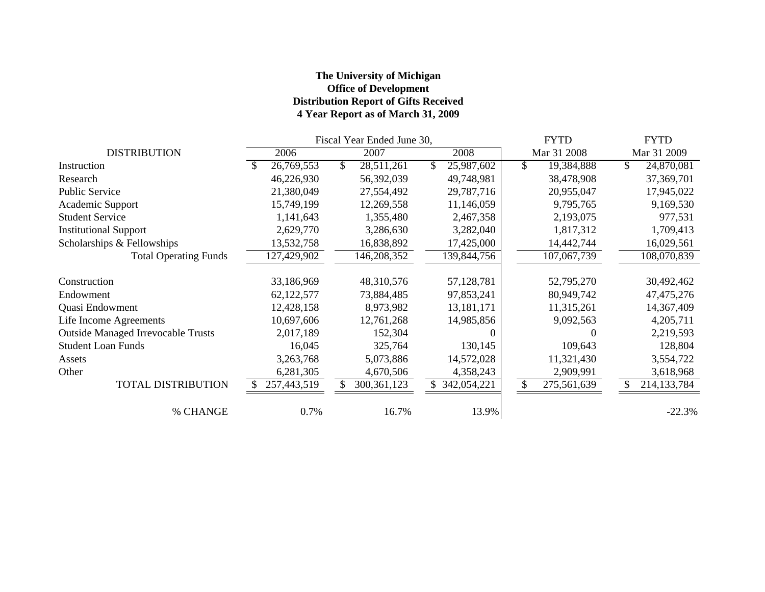**The University of Michigan**
**Office of Development**
**Distribution Report of Gifts Received**
**4 Year Report as of March 31, 2009**

| DISTRIBUTION | Fiscal Year Ended June 30, 2006 | 2007 | 2008 | FYTD Mar 31 2008 | FYTD Mar 31 2009 |
|---|---|---|---|---|---|
| Instruction | $ 26,769,553 | $ 28,511,261 | $ 25,987,602 | $ 19,384,888 | $ 24,870,081 |
| Research | 46,226,930 | 56,392,039 | 49,748,981 | 38,478,908 | 37,369,701 |
| Public Service | 21,380,049 | 27,554,492 | 29,787,716 | 20,955,047 | 17,945,022 |
| Academic Support | 15,749,199 | 12,269,558 | 11,146,059 | 9,795,765 | 9,169,530 |
| Student Service | 1,141,643 | 1,355,480 | 2,467,358 | 2,193,075 | 977,531 |
| Institutional Support | 2,629,770 | 3,286,630 | 3,282,040 | 1,817,312 | 1,709,413 |
| Scholarships & Fellowships | 13,532,758 | 16,838,892 | 17,425,000 | 14,442,744 | 16,029,561 |
| Total Operating Funds | 127,429,902 | 146,208,352 | 139,844,756 | 107,067,739 | 108,070,839 |
| | | | | | |
| Construction | 33,186,969 | 48,310,576 | 57,128,781 | 52,795,270 | 30,492,462 |
| Endowment | 62,122,577 | 73,884,485 | 97,853,241 | 80,949,742 | 47,475,276 |
| Quasi Endowment | 12,428,158 | 8,973,982 | 13,181,171 | 11,315,261 | 14,367,409 |
| Life Income Agreements | 10,697,606 | 12,761,268 | 14,985,856 | 9,092,563 | 4,205,711 |
| Outside Managed Irrevocable Trusts | 2,017,189 | 152,304 | 0 | 0 | 2,219,593 |
| Student Loan Funds | 16,045 | 325,764 | 130,145 | 109,643 | 128,804 |
| Assets | 3,263,768 | 5,073,886 | 14,572,028 | 11,321,430 | 3,554,722 |
| Other | 6,281,305 | 4,670,506 | 4,358,243 | 2,909,991 | 3,618,968 |
| TOTAL DISTRIBUTION | $ 257,443,519 | $ 300,361,123 | $ 342,054,221 | $ 275,561,639 | $ 214,133,784 |
| | | | | | |
| % CHANGE | 0.7% | 16.7% | 13.9% | | -22.3% |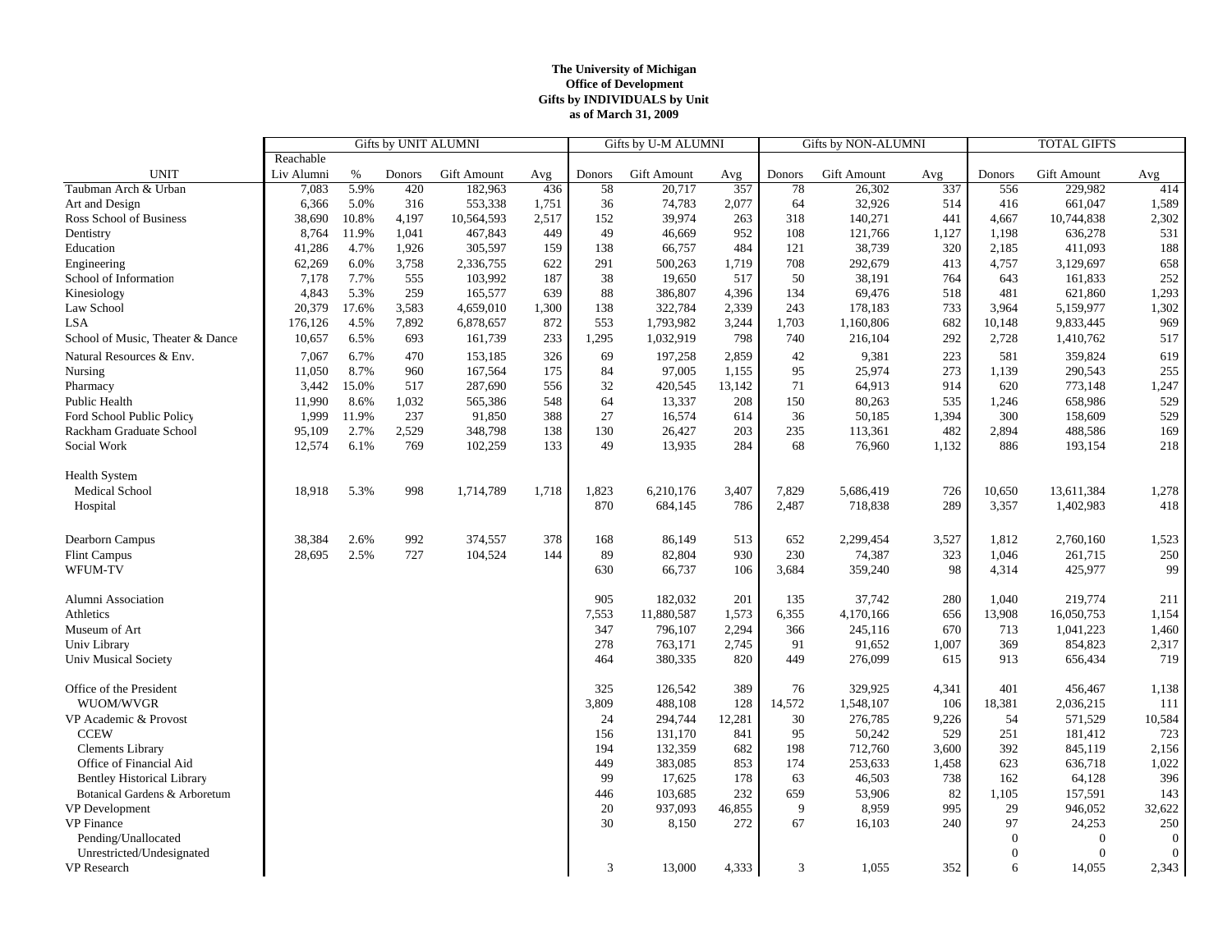**The University of Michigan**
**Office of Development**
**Gifts by INDIVIDUALS by Unit**
**as of March 31, 2009**

| | Gifts by UNIT ALUMNI | | | | | Gifts by U-M ALUMNI | | | Gifts by NON-ALUMNI | | | TOTAL GIFTS | | |
|---|---|---|---|---|---|---|---|---|---|---|---|---|---|---|
| UNIT | Reachable Liv Alumni | % | Donors | Gift Amount | Avg | Donors | Gift Amount | Avg | Donors | Gift Amount | Avg | Donors | Gift Amount | Avg |
| Taubman Arch & Urban | 7,083 | 5.9% | 420 | 182,963 | 436 | 58 | 20,717 | 357 | 78 | 26,302 | 337 | 556 | 229,982 | 414 |
| Art and Design | 6,366 | 5.0% | 316 | 553,338 | 1,751 | 36 | 74,783 | 2,077 | 64 | 32,926 | 514 | 416 | 661,047 | 1,589 |
| Ross School of Business | 38,690 | 10.8% | 4,197 | 10,564,593 | 2,517 | 152 | 39,974 | 263 | 318 | 140,271 | 441 | 4,667 | 10,744,838 | 2,302 |
| Dentistry | 8,764 | 11.9% | 1,041 | 467,843 | 449 | 49 | 46,669 | 952 | 108 | 121,766 | 1,127 | 1,198 | 636,278 | 531 |
| Education | 41,286 | 4.7% | 1,926 | 305,597 | 159 | 138 | 66,757 | 484 | 121 | 38,739 | 320 | 2,185 | 411,093 | 188 |
| Engineering | 62,269 | 6.0% | 3,758 | 2,336,755 | 622 | 291 | 500,263 | 1,719 | 708 | 292,679 | 413 | 4,757 | 3,129,697 | 658 |
| School of Information | 7,178 | 7.7% | 555 | 103,992 | 187 | 38 | 19,650 | 517 | 50 | 38,191 | 764 | 643 | 161,833 | 252 |
| Kinesiology | 4,843 | 5.3% | 259 | 165,577 | 639 | 88 | 386,807 | 4,396 | 134 | 69,476 | 518 | 481 | 621,860 | 1,293 |
| Law School | 20,379 | 17.6% | 3,583 | 4,659,010 | 1,300 | 138 | 322,784 | 2,339 | 243 | 178,183 | 733 | 3,964 | 5,159,977 | 1,302 |
| LSA | 176,126 | 4.5% | 7,892 | 6,878,657 | 872 | 553 | 1,793,982 | 3,244 | 1,703 | 1,160,806 | 682 | 10,148 | 9,833,445 | 969 |
| School of Music, Theater & Dance | 10,657 | 6.5% | 693 | 161,739 | 233 | 1,295 | 1,032,919 | 798 | 740 | 216,104 | 292 | 2,728 | 1,410,762 | 517 |
| Natural Resources & Env. | 7,067 | 6.7% | 470 | 153,185 | 326 | 69 | 197,258 | 2,859 | 42 | 9,381 | 223 | 581 | 359,824 | 619 |
| Nursing | 11,050 | 8.7% | 960 | 167,564 | 175 | 84 | 97,005 | 1,155 | 95 | 25,974 | 273 | 1,139 | 290,543 | 255 |
| Pharmacy | 3,442 | 15.0% | 517 | 287,690 | 556 | 32 | 420,545 | 13,142 | 71 | 64,913 | 914 | 620 | 773,148 | 1,247 |
| Public Health | 11,990 | 8.6% | 1,032 | 565,386 | 548 | 64 | 13,337 | 208 | 150 | 80,263 | 535 | 1,246 | 658,986 | 529 |
| Ford School Public Policy | 1,999 | 11.9% | 237 | 91,850 | 388 | 27 | 16,574 | 614 | 36 | 50,185 | 1,394 | 300 | 158,609 | 529 |
| Rackham Graduate School | 95,109 | 2.7% | 2,529 | 348,798 | 138 | 130 | 26,427 | 203 | 235 | 113,361 | 482 | 2,894 | 488,586 | 169 |
| Social Work | 12,574 | 6.1% | 769 | 102,259 | 133 | 49 | 13,935 | 284 | 68 | 76,960 | 1,132 | 886 | 193,154 | 218 |
| Health System | | | | | | | | | | | | | | |
| Medical School | 18,918 | 5.3% | 998 | 1,714,789 | 1,718 | 1,823 | 6,210,176 | 3,407 | 7,829 | 5,686,419 | 726 | 10,650 | 13,611,384 | 1,278 |
| Hospital | | | | | | 870 | 684,145 | 786 | 2,487 | 718,838 | 289 | 3,357 | 1,402,983 | 418 |
| Dearborn Campus | 38,384 | 2.6% | 992 | 374,557 | 378 | 168 | 86,149 | 513 | 652 | 2,299,454 | 3,527 | 1,812 | 2,760,160 | 1,523 |
| Flint Campus | 28,695 | 2.5% | 727 | 104,524 | 144 | 89 | 82,804 | 930 | 230 | 74,387 | 323 | 1,046 | 261,715 | 250 |
| WFUM-TV | | | | | | 630 | 66,737 | 106 | 3,684 | 359,240 | 98 | 4,314 | 425,977 | 99 |
| Alumni Association | | | | | | 905 | 182,032 | 201 | 135 | 37,742 | 280 | 1,040 | 219,774 | 211 |
| Athletics | | | | | | 7,553 | 11,880,587 | 1,573 | 6,355 | 4,170,166 | 656 | 13,908 | 16,050,753 | 1,154 |
| Museum of Art | | | | | | 347 | 796,107 | 2,294 | 366 | 245,116 | 670 | 713 | 1,041,223 | 1,460 |
| Univ Library | | | | | | 278 | 763,171 | 2,745 | 91 | 91,652 | 1,007 | 369 | 854,823 | 2,317 |
| Univ Musical Society | | | | | | 464 | 380,335 | 820 | 449 | 276,099 | 615 | 913 | 656,434 | 719 |
| Office of the President | | | | | | 325 | 126,542 | 389 | 76 | 329,925 | 4,341 | 401 | 456,467 | 1,138 |
| WUOM/WVGR | | | | | | 3,809 | 488,108 | 128 | 14,572 | 1,548,107 | 106 | 18,381 | 2,036,215 | 111 |
| VP Academic & Provost | | | | | | 24 | 294,744 | 12,281 | 30 | 276,785 | 9,226 | 54 | 571,529 | 10,584 |
| CCEW | | | | | | 156 | 131,170 | 841 | 95 | 50,242 | 529 | 251 | 181,412 | 723 |
| Clements Library | | | | | | 194 | 132,359 | 682 | 198 | 712,760 | 3,600 | 392 | 845,119 | 2,156 |
| Office of Financial Aid | | | | | | 449 | 383,085 | 853 | 174 | 253,633 | 1,458 | 623 | 636,718 | 1,022 |
| Bentley Historical Library | | | | | | 99 | 17,625 | 178 | 63 | 46,503 | 738 | 162 | 64,128 | 396 |
| Botanical Gardens & Arboretum | | | | | | 446 | 103,685 | 232 | 659 | 53,906 | 82 | 1,105 | 157,591 | 143 |
| VP Development | | | | | | 20 | 937,093 | 46,855 | 9 | 8,959 | 995 | 29 | 946,052 | 32,622 |
| VP Finance | | | | | | 30 | 8,150 | 272 | 67 | 16,103 | 240 | 97 | 24,253 | 250 |
| Pending/Unallocated | | | | | | | | | | | | 0 | 0 | 0 |
| Unrestricted/Undesignated | | | | | | | | | | | | 0 | 0 | 0 |
| VP Research | | | | | | 3 | 13,000 | 4,333 | 3 | 1,055 | 352 | 6 | 14,055 | 2,343 |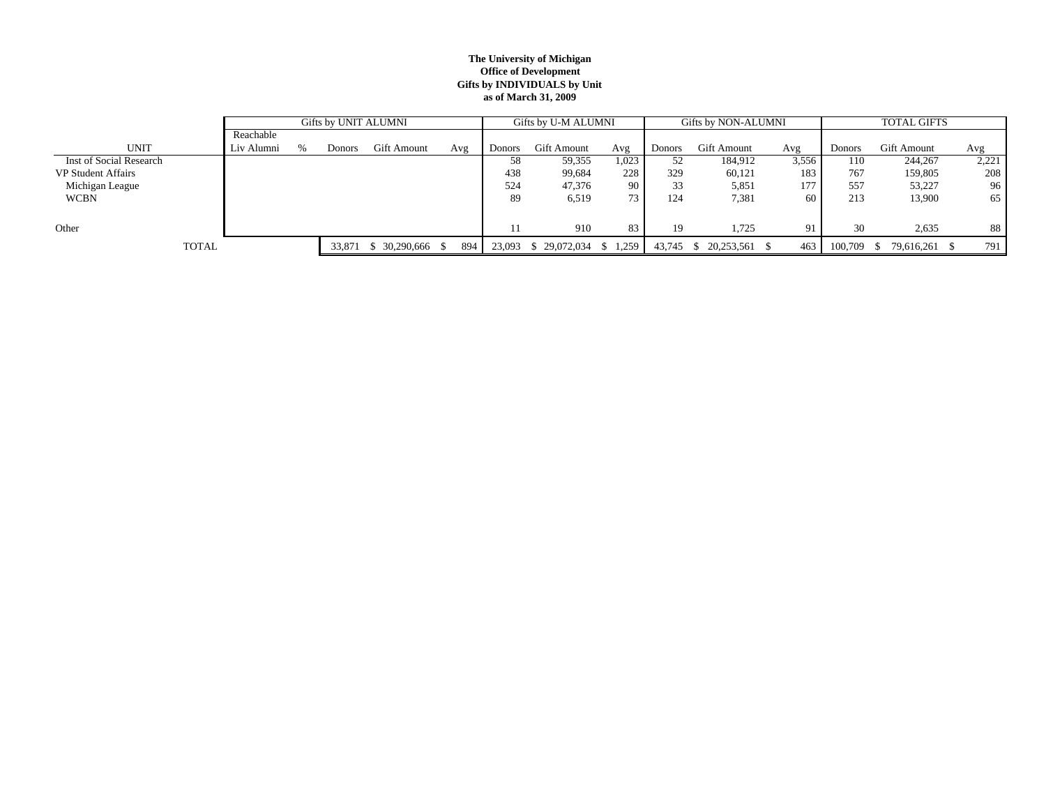**The University of Michigan**
**Office of Development**
**Gifts by INDIVIDUALS by Unit**
**as of March 31, 2009**

| | Gifts by UNIT ALUMNI | | | | | Gifts by U-M ALUMNI | | | Gifts by NON-ALUMNI | | | TOTAL GIFTS | | |
|---|---|---|---|---|---|---|---|---|---|---|---|---|---|---|
| UNIT | Reachable Liv Alumni | % | Donors | Gift Amount | Avg | Donors | Gift Amount | Avg | Donors | Gift Amount | Avg | Donors | Gift Amount | Avg |
| Inst of Social Research | | | | | | 58 | 59,355 | 1,023 | 52 | 184,912 | 3,556 | 110 | 244,267 | 2,221 |
| VP Student Affairs | | | | | | 438 | 99,684 | 228 | 329 | 60,121 | 183 | 767 | 159,805 | 208 |
| Michigan League | | | | | | 524 | 47,376 | 90 | 33 | 5,851 | 177 | 557 | 53,227 | 96 |
| WCBN | | | | | | 89 | 6,519 | 73 | 124 | 7,381 | 60 | 213 | 13,900 | 65 |
| Other | | | | | | 11 | 910 | 83 | 19 | 1,725 | 91 | 30 | 2,635 | 88 |
| TOTAL | | | 33,871 | $ 30,290,666 | $ 894 | 23,093 | $ 29,072,034 | $ 1,259 | 43,745 | $ 20,253,561 | $ 463 | 100,709 | $ 79,616,261 | $ 791 |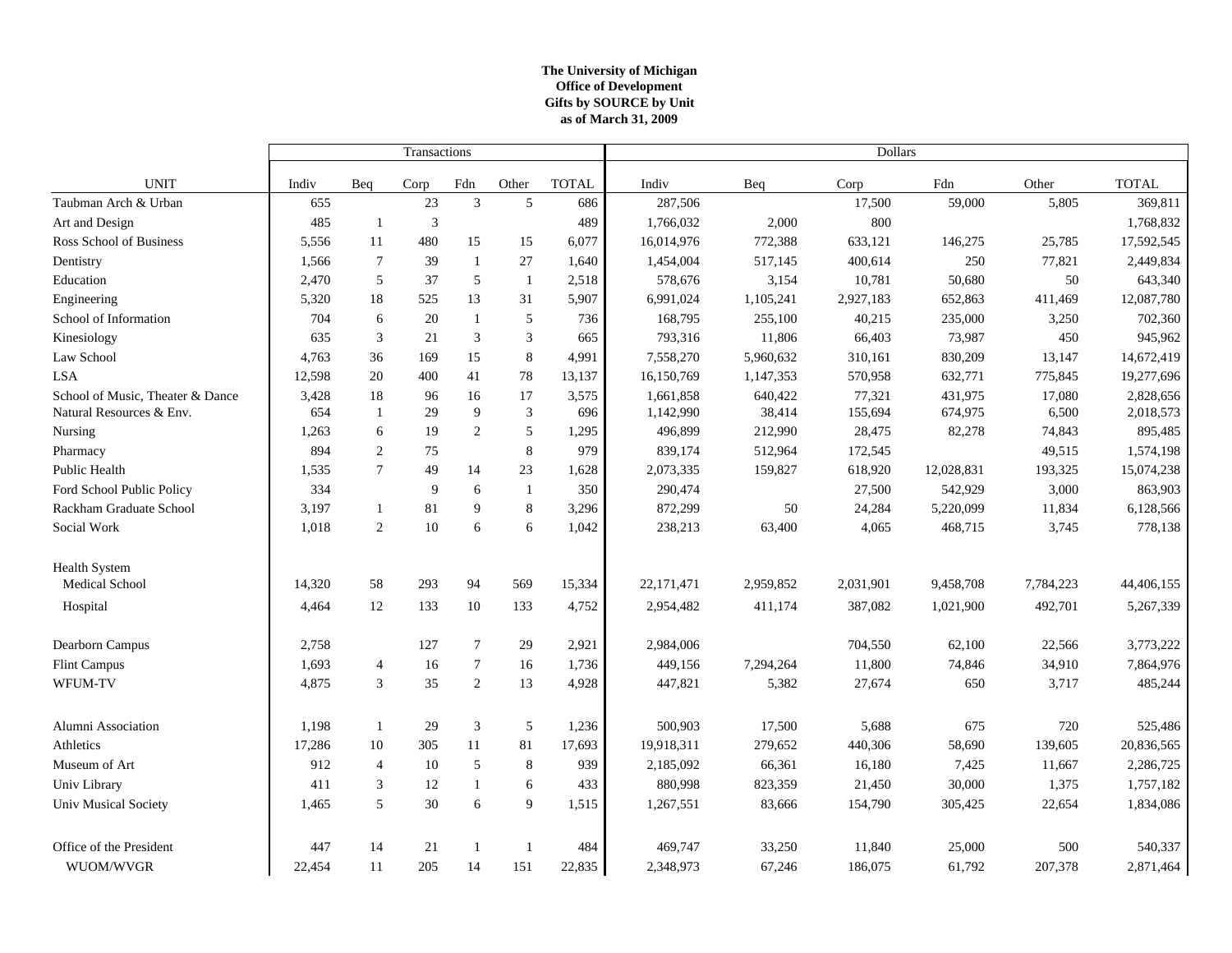**The University of Michigan**
**Office of Development**
**Gifts by SOURCE by Unit**
**as of March 31, 2009**

| | Transactions | | | | | | Dollars | | | | | |
|---|---|---|---|---|---|---|---|---|---|---|---|---|
| UNIT | Indiv | Beq | Corp | Fdn | Other | TOTAL | Indiv | Beq | Corp | Fdn | Other | TOTAL |
| Taubman Arch & Urban | 655 | | 23 | 3 | 5 | 686 | 287,506 | | 17,500 | 59,000 | 5,805 | 369,811 |
| Art and Design | 485 | 1 | 3 | | | 489 | 1,766,032 | 2,000 | 800 | | | 1,768,832 |
| Ross School of Business | 5,556 | 11 | 480 | 15 | 15 | 6,077 | 16,014,976 | 772,388 | 633,121 | 146,275 | 25,785 | 17,592,545 |
| Dentistry | 1,566 | 7 | 39 | 1 | 27 | 1,640 | 1,454,004 | 517,145 | 400,614 | 250 | 77,821 | 2,449,834 |
| Education | 2,470 | 5 | 37 | 5 | 1 | 2,518 | 578,676 | 3,154 | 10,781 | 50,680 | 50 | 643,340 |
| Engineering | 5,320 | 18 | 525 | 13 | 31 | 5,907 | 6,991,024 | 1,105,241 | 2,927,183 | 652,863 | 411,469 | 12,087,780 |
| School of Information | 704 | 6 | 20 | 1 | 5 | 736 | 168,795 | 255,100 | 40,215 | 235,000 | 3,250 | 702,360 |
| Kinesiology | 635 | 3 | 21 | 3 | 3 | 665 | 793,316 | 11,806 | 66,403 | 73,987 | 450 | 945,962 |
| Law School | 4,763 | 36 | 169 | 15 | 8 | 4,991 | 7,558,270 | 5,960,632 | 310,161 | 830,209 | 13,147 | 14,672,419 |
| LSA | 12,598 | 20 | 400 | 41 | 78 | 13,137 | 16,150,769 | 1,147,353 | 570,958 | 632,771 | 775,845 | 19,277,696 |
| School of Music, Theater & Dance | 3,428 | 18 | 96 | 16 | 17 | 3,575 | 1,661,858 | 640,422 | 77,321 | 431,975 | 17,080 | 2,828,656 |
| Natural Resources & Env. | 654 | 1 | 29 | 9 | 3 | 696 | 1,142,990 | 38,414 | 155,694 | 674,975 | 6,500 | 2,018,573 |
| Nursing | 1,263 | 6 | 19 | 2 | 5 | 1,295 | 496,899 | 212,990 | 28,475 | 82,278 | 74,843 | 895,485 |
| Pharmacy | 894 | 2 | 75 | | 8 | 979 | 839,174 | 512,964 | 172,545 | | 49,515 | 1,574,198 |
| Public Health | 1,535 | 7 | 49 | 14 | 23 | 1,628 | 2,073,335 | 159,827 | 618,920 | 12,028,831 | 193,325 | 15,074,238 |
| Ford School Public Policy | 334 | | 9 | 6 | 1 | 350 | 290,474 | | 27,500 | 542,929 | 3,000 | 863,903 |
| Rackham Graduate School | 3,197 | 1 | 81 | 9 | 8 | 3,296 | 872,299 | 50 | 24,284 | 5,220,099 | 11,834 | 6,128,566 |
| Social Work | 1,018 | 2 | 10 | 6 | 6 | 1,042 | 238,213 | 63,400 | 4,065 | 468,715 | 3,745 | 778,138 |
| Health System | | | | | | | | | | | | |
| Medical School | 14,320 | 58 | 293 | 94 | 569 | 15,334 | 22,171,471 | 2,959,852 | 2,031,901 | 9,458,708 | 7,784,223 | 44,406,155 |
| Hospital | 4,464 | 12 | 133 | 10 | 133 | 4,752 | 2,954,482 | 411,174 | 387,082 | 1,021,900 | 492,701 | 5,267,339 |
| Dearborn Campus | 2,758 | | 127 | 7 | 29 | 2,921 | 2,984,006 | | 704,550 | 62,100 | 22,566 | 3,773,222 |
| Flint Campus | 1,693 | 4 | 16 | 7 | 16 | 1,736 | 449,156 | 7,294,264 | 11,800 | 74,846 | 34,910 | 7,864,976 |
| WFUM-TV | 4,875 | 3 | 35 | 2 | 13 | 4,928 | 447,821 | 5,382 | 27,674 | 650 | 3,717 | 485,244 |
| Alumni Association | 1,198 | 1 | 29 | 3 | 5 | 1,236 | 500,903 | 17,500 | 5,688 | 675 | 720 | 525,486 |
| Athletics | 17,286 | 10 | 305 | 11 | 81 | 17,693 | 19,918,311 | 279,652 | 440,306 | 58,690 | 139,605 | 20,836,565 |
| Museum of Art | 912 | 4 | 10 | 5 | 8 | 939 | 2,185,092 | 66,361 | 16,180 | 7,425 | 11,667 | 2,286,725 |
| Univ Library | 411 | 3 | 12 | 1 | 6 | 433 | 880,998 | 823,359 | 21,450 | 30,000 | 1,375 | 1,757,182 |
| Univ Musical Society | 1,465 | 5 | 30 | 6 | 9 | 1,515 | 1,267,551 | 83,666 | 154,790 | 305,425 | 22,654 | 1,834,086 |
| Office of the President | 447 | 14 | 21 | 1 | 1 | 484 | 469,747 | 33,250 | 11,840 | 25,000 | 500 | 540,337 |
| WUOM/WVGR | 22,454 | 11 | 205 | 14 | 151 | 22,835 | 2,348,973 | 67,246 | 186,075 | 61,792 | 207,378 | 2,871,464 |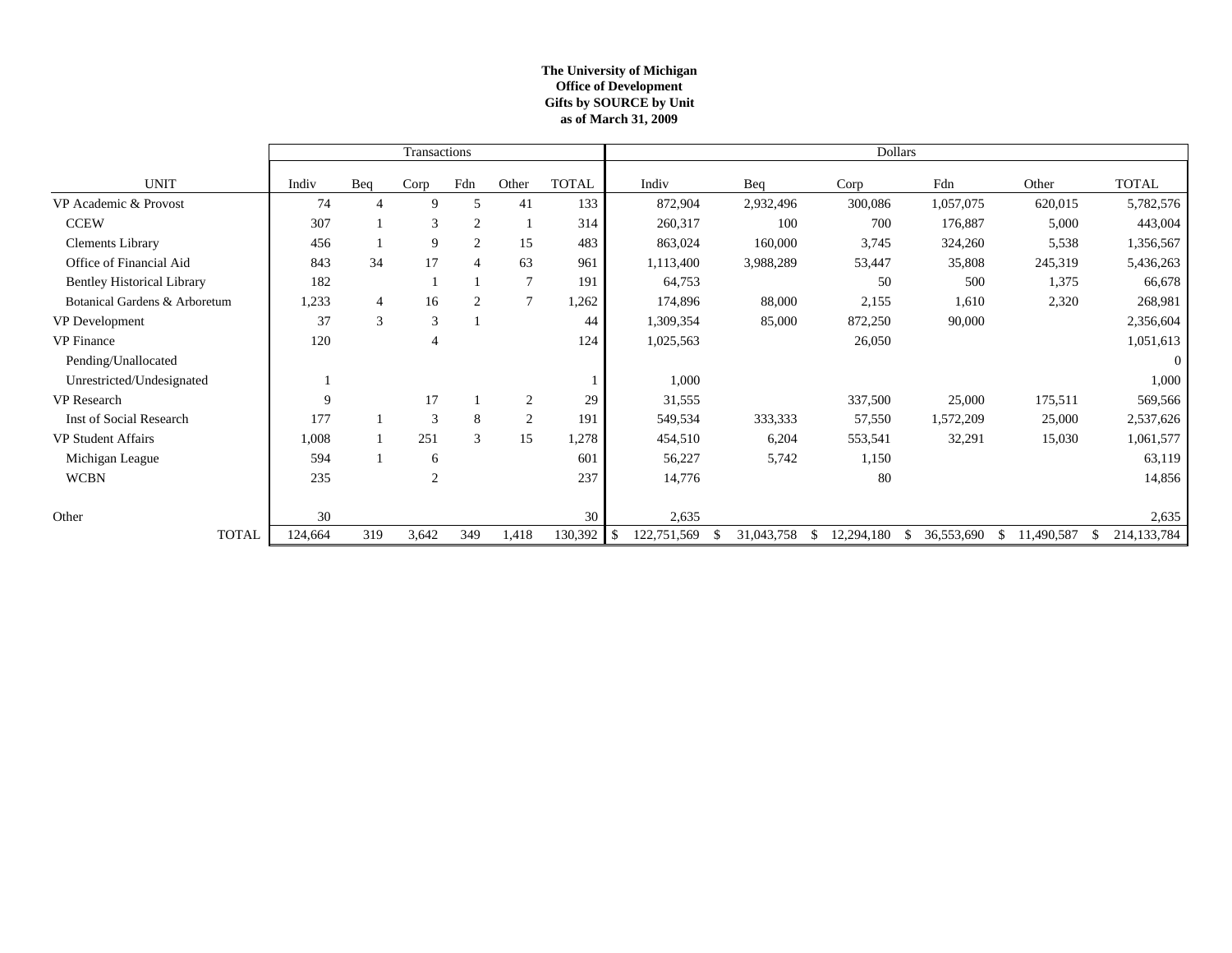**The University of Michigan**
**Office of Development**
**Gifts by SOURCE by Unit**
**as of March 31, 2009**

| | Transactions | | | | | | Dollars | | | | | |
|---|---|---|---|---|---|---|---|---|---|---|---|---|
| UNIT | Indiv | Beq | Corp | Fdn | Other | TOTAL | Indiv | Beq | Corp | Fdn | Other | TOTAL |
| VP Academic & Provost | 74 | 4 | 9 | 5 | 41 | 133 | 872,904 | 2,932,496 | 300,086 | 1,057,075 | 620,015 | 5,782,576 |
| CCEW | 307 | 1 | 3 | 2 | 1 | 314 | 260,317 | 100 | 700 | 176,887 | 5,000 | 443,004 |
| Clements Library | 456 | 1 | 9 | 2 | 15 | 483 | 863,024 | 160,000 | 3,745 | 324,260 | 5,538 | 1,356,567 |
| Office of Financial Aid | 843 | 34 | 17 | 4 | 63 | 961 | 1,113,400 | 3,988,289 | 53,447 | 35,808 | 245,319 | 5,436,263 |
| Bentley Historical Library | 182 | | 1 | 1 | 7 | 191 | 64,753 | | 50 | 500 | 1,375 | 66,678 |
| Botanical Gardens & Arboretum | 1,233 | 4 | 16 | 2 | 7 | 1,262 | 174,896 | 88,000 | 2,155 | 1,610 | 2,320 | 268,981 |
| VP Development | 37 | 3 | 3 | 1 | | 44 | 1,309,354 | 85,000 | 872,250 | 90,000 | | 2,356,604 |
| VP Finance | 120 | | 4 | | | 124 | 1,025,563 | | 26,050 | | | 1,051,613 |
| Pending/Unallocated | | | | | | | | | | | | 0 |
| Unrestricted/Undesignated | 1 | | | | | 1 | 1,000 | | | | | 1,000 |
| VP Research | 9 | | 17 | 1 | 2 | 29 | 31,555 | | 337,500 | 25,000 | 175,511 | 569,566 |
| Inst of Social Research | 177 | 1 | 3 | 8 | 2 | 191 | 549,534 | 333,333 | 57,550 | 1,572,209 | 25,000 | 2,537,626 |
| VP Student Affairs | 1,008 | 1 | 251 | 3 | 15 | 1,278 | 454,510 | 6,204 | 553,541 | 32,291 | 15,030 | 1,061,577 |
| Michigan League | 594 | 1 | 6 | | | 601 | 56,227 | 5,742 | 1,150 | | | 63,119 |
| WCBN | 235 | | 2 | | | 237 | 14,776 | | 80 | | | 14,856 |
| Other | 30 | | | | | 30 | 2,635 | | | | | 2,635 |
| TOTAL | 124,664 | 319 | 3,642 | 349 | 1,418 | 130,392 | $ 122,751,569 | $ 31,043,758 | $ 12,294,180 | $ 36,553,690 | $ 11,490,587 | $ 214,133,784 |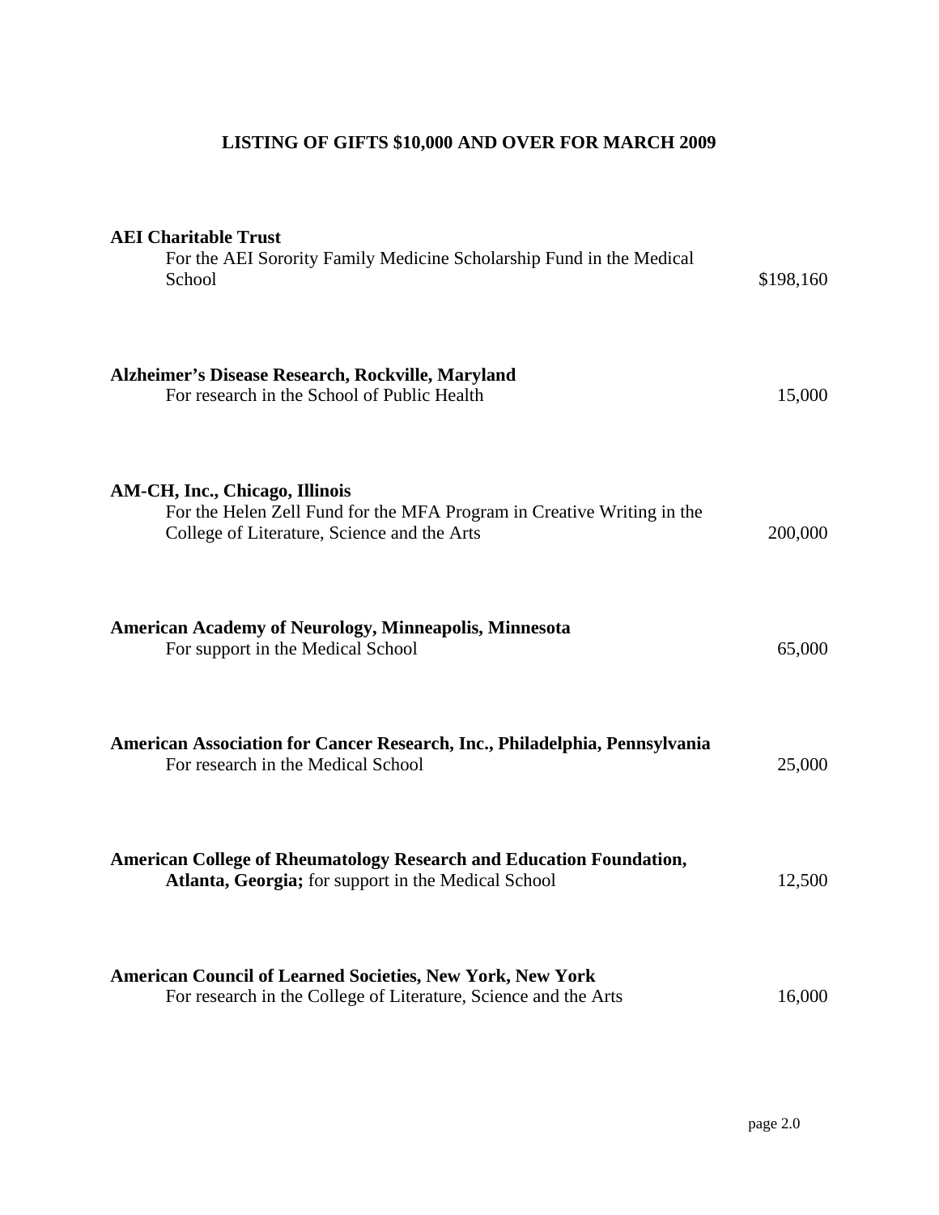# LISTING OF GIFTS $10,000 AND OVER FOR MARCH 2009

| | |
|---|---|
| **AEI Charitable Trust**<br>For the AEI Sorority Family Medicine Scholarship Fund in the Medical School | $198,160 |
| **Alzheimer's Disease Research, Rockville, Maryland**<br>For research in the School of Public Health | 15,000 |
| **AM-CH, Inc., Chicago, Illinois**<br>For the Helen Zell Fund for the MFA Program in Creative Writing in the College of Literature, Science and the Arts | 200,000 |
| **American Academy of Neurology, Minneapolis, Minnesota**<br>For support in the Medical School | 65,000 |
| **American Association for Cancer Research, Inc., Philadelphia, Pennsylvania**<br>For research in the Medical School | 25,000 |
| **American College of Rheumatology Research and Education Foundation, Atlanta, Georgia;** for support in the Medical School | 12,500 |
| **American Council of Learned Societies, New York, New York**<br>For research in the College of Literature, Science and the Arts | 16,000 |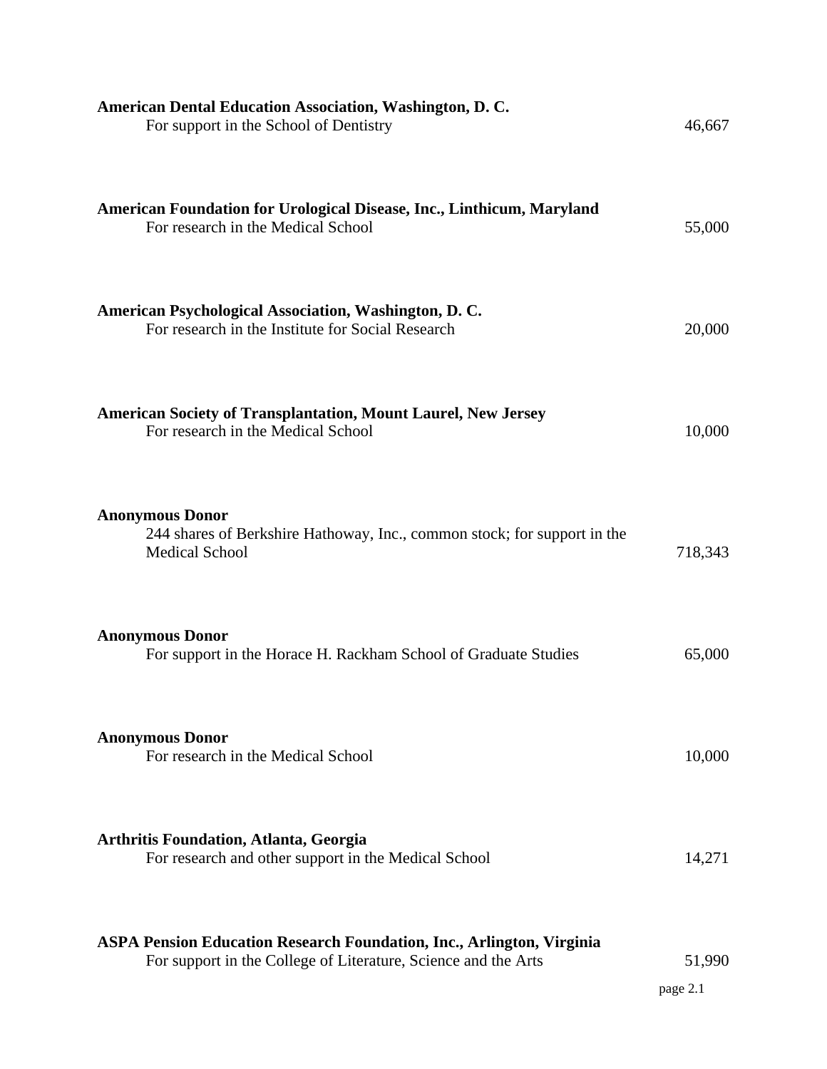**American Dental Education Association, Washington, D. C.**
For support in the School of Dentistry 46,667

**American Foundation for Urological Disease, Inc., Linthicum, Maryland**
For research in the Medical School 55,000

**American Psychological Association, Washington, D. C.**
For research in the Institute for Social Research 20,000

**American Society of Transplantation, Mount Laurel, New Jersey**
For research in the Medical School 10,000

**Anonymous Donor**
244 shares of Berkshire Hathoway, Inc., common stock; for support in the Medical School 718,343

**Anonymous Donor**
For support in the Horace H. Rackham School of Graduate Studies 65,000

**Anonymous Donor**
For research in the Medical School 10,000

**Arthritis Foundation, Atlanta, Georgia**
For research and other support in the Medical School 14,271

**ASPA Pension Education Research Foundation, Inc., Arlington, Virginia**
For support in the College of Literature, Science and the Arts 51,990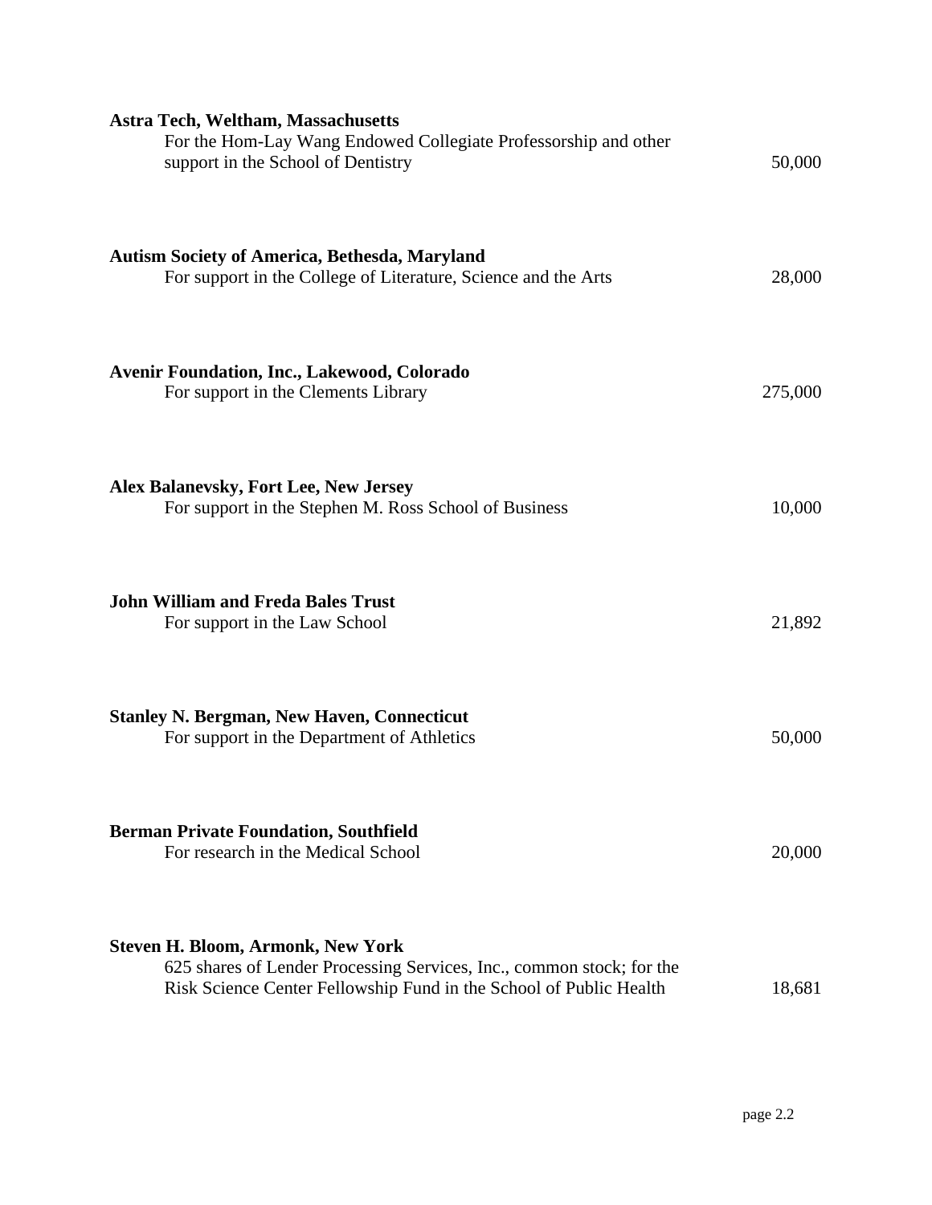**Astra Tech, Weltham, Massachusetts**
For the Hom-Lay Wang Endowed Collegiate Professorship and other support in the School of Dentistry — 50,000

**Autism Society of America, Bethesda, Maryland**
For support in the College of Literature, Science and the Arts — 28,000

**Avenir Foundation, Inc., Lakewood, Colorado**
For support in the Clements Library — 275,000

**Alex Balanevsky, Fort Lee, New Jersey**
For support in the Stephen M. Ross School of Business — 10,000

**John William and Freda Bales Trust**
For support in the Law School — 21,892

**Stanley N. Bergman, New Haven, Connecticut**
For support in the Department of Athletics — 50,000

**Berman Private Foundation, Southfield**
For research in the Medical School — 20,000

**Steven H. Bloom, Armonk, New York**
625 shares of Lender Processing Services, Inc., common stock; for the Risk Science Center Fellowship Fund in the School of Public Health — 18,681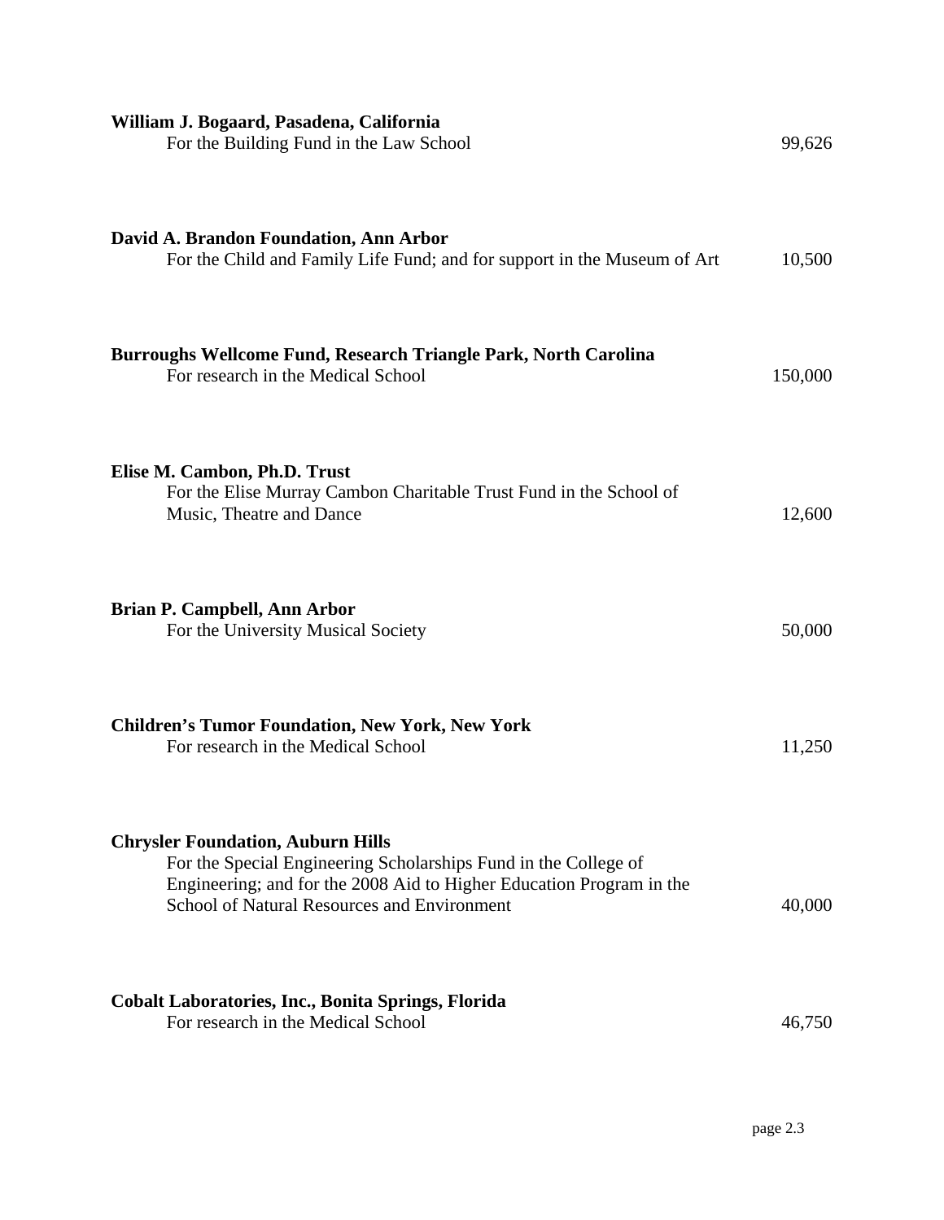**William J. Bogaard, Pasadena, California**
For the Building Fund in the Law School 99,626

**David A. Brandon Foundation, Ann Arbor**
For the Child and Family Life Fund; and for support in the Museum of Art 10,500

**Burroughs Wellcome Fund, Research Triangle Park, North Carolina**
For research in the Medical School 150,000

**Elise M. Cambon, Ph.D. Trust**
For the Elise Murray Cambon Charitable Trust Fund in the School of Music, Theatre and Dance 12,600

**Brian P. Campbell, Ann Arbor**
For the University Musical Society 50,000

**Children's Tumor Foundation, New York, New York**
For research in the Medical School 11,250

**Chrysler Foundation, Auburn Hills**
For the Special Engineering Scholarships Fund in the College of Engineering; and for the 2008 Aid to Higher Education Program in the School of Natural Resources and Environment 40,000

**Cobalt Laboratories, Inc., Bonita Springs, Florida**
For research in the Medical School 46,750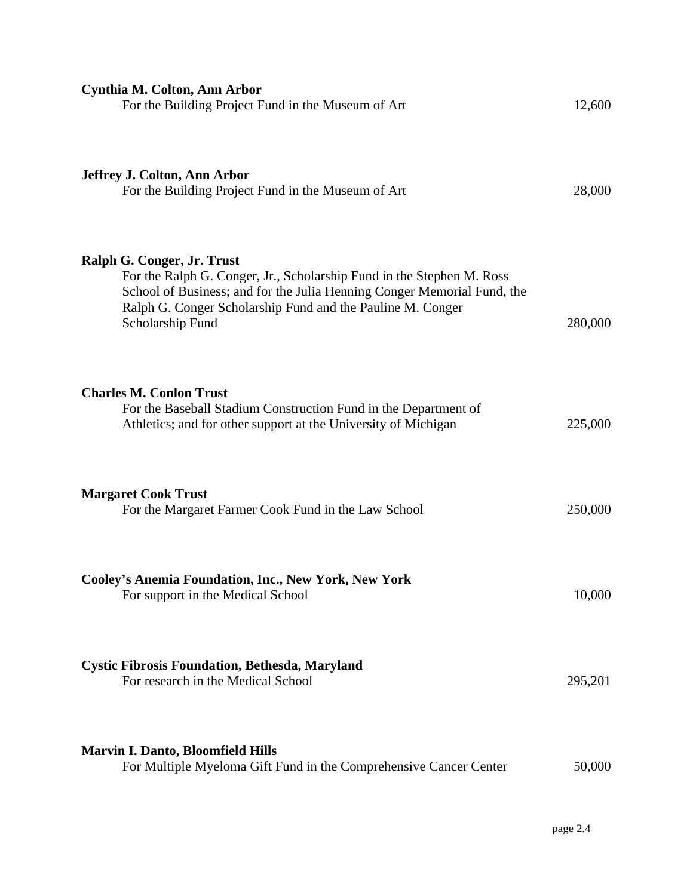**Cynthia M. Colton, Ann Arbor**
For the Building Project Fund in the Museum of Art — 12,600

**Jeffrey J. Colton, Ann Arbor**
For the Building Project Fund in the Museum of Art — 28,000

**Ralph G. Conger, Jr. Trust**
For the Ralph G. Conger, Jr., Scholarship Fund in the Stephen M. Ross School of Business; and for the Julia Henning Conger Memorial Fund, the Ralph G. Conger Scholarship Fund and the Pauline M. Conger Scholarship Fund — 280,000

**Charles M. Conlon Trust**
For the Baseball Stadium Construction Fund in the Department of Athletics; and for other support at the University of Michigan — 225,000

**Margaret Cook Trust**
For the Margaret Farmer Cook Fund in the Law School — 250,000

**Cooley's Anemia Foundation, Inc., New York, New York**
For support in the Medical School — 10,000

**Cystic Fibrosis Foundation, Bethesda, Maryland**
For research in the Medical School — 295,201

**Marvin I. Danto, Bloomfield Hills**
For Multiple Myeloma Gift Fund in the Comprehensive Cancer Center — 50,000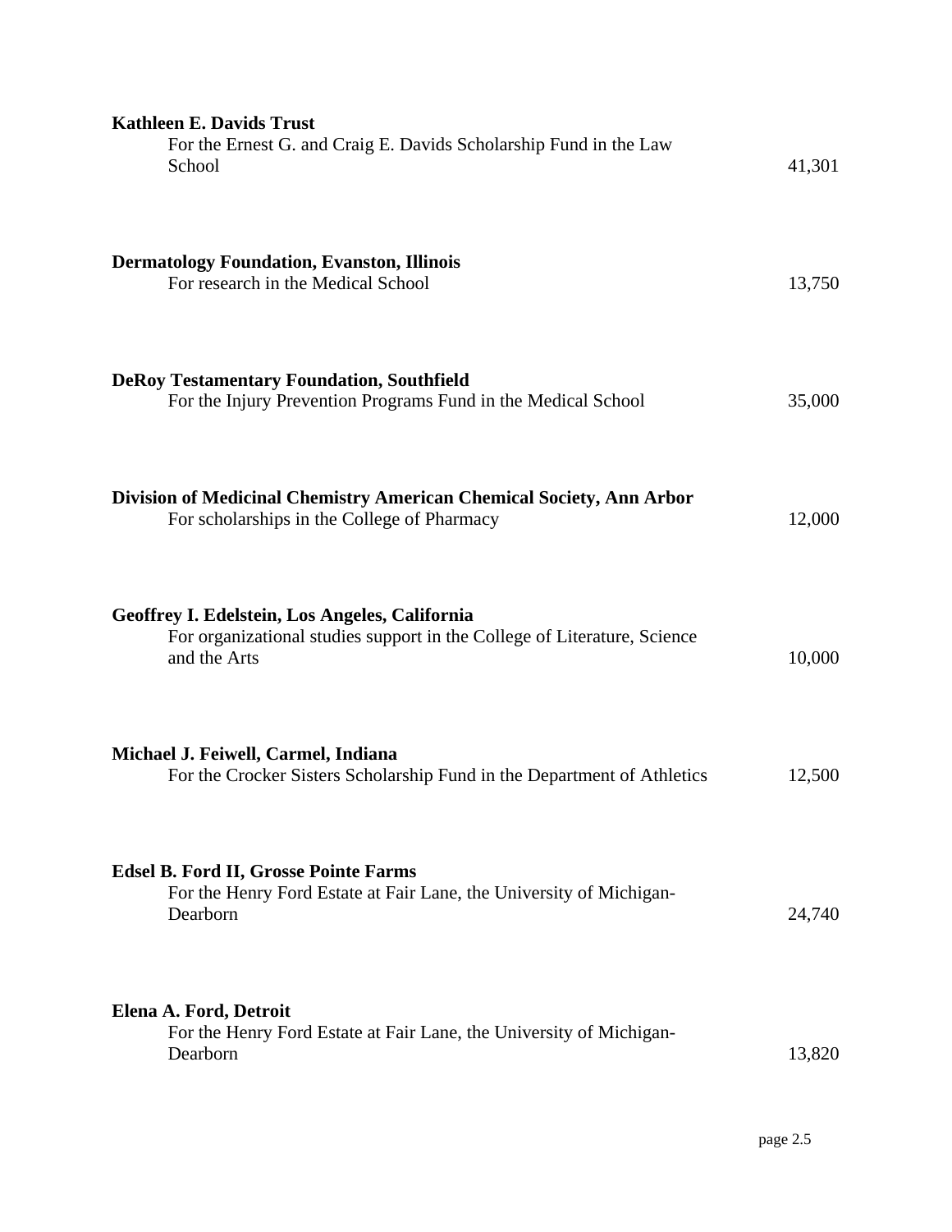**Kathleen E. Davids Trust**
For the Ernest G. and Craig E. Davids Scholarship Fund in the Law School 41,301

**Dermatology Foundation, Evanston, Illinois**
For research in the Medical School 13,750

**DeRoy Testamentary Foundation, Southfield**
For the Injury Prevention Programs Fund in the Medical School 35,000

**Division of Medicinal Chemistry American Chemical Society, Ann Arbor**
For scholarships in the College of Pharmacy 12,000

**Geoffrey I. Edelstein, Los Angeles, California**
For organizational studies support in the College of Literature, Science and the Arts 10,000

**Michael J. Feiwell, Carmel, Indiana**
For the Crocker Sisters Scholarship Fund in the Department of Athletics 12,500

**Edsel B. Ford II, Grosse Pointe Farms**
For the Henry Ford Estate at Fair Lane, the University of Michigan-Dearborn 24,740

**Elena A. Ford, Detroit**
For the Henry Ford Estate at Fair Lane, the University of Michigan-Dearborn 13,820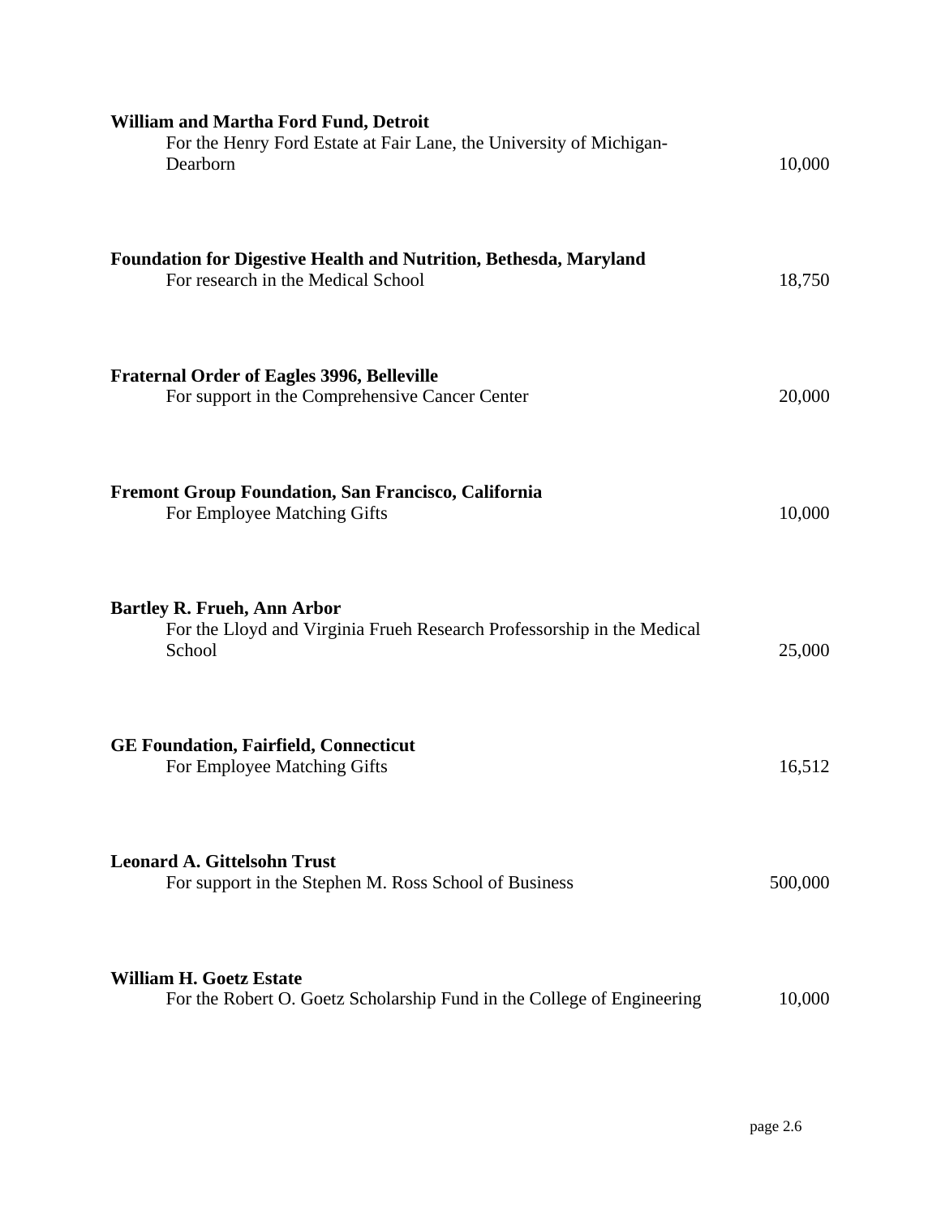**William and Martha Ford Fund, Detroit**
For the Henry Ford Estate at Fair Lane, the University of Michigan-Dearborn 10,000

**Foundation for Digestive Health and Nutrition, Bethesda, Maryland**
For research in the Medical School 18,750

**Fraternal Order of Eagles 3996, Belleville**
For support in the Comprehensive Cancer Center 20,000

**Fremont Group Foundation, San Francisco, California**
For Employee Matching Gifts 10,000

**Bartley R. Frueh, Ann Arbor**
For the Lloyd and Virginia Frueh Research Professorship in the Medical School 25,000

**GE Foundation, Fairfield, Connecticut**
For Employee Matching Gifts 16,512

**Leonard A. Gittelsohn Trust**
For support in the Stephen M. Ross School of Business 500,000

**William H. Goetz Estate**
For the Robert O. Goetz Scholarship Fund in the College of Engineering 10,000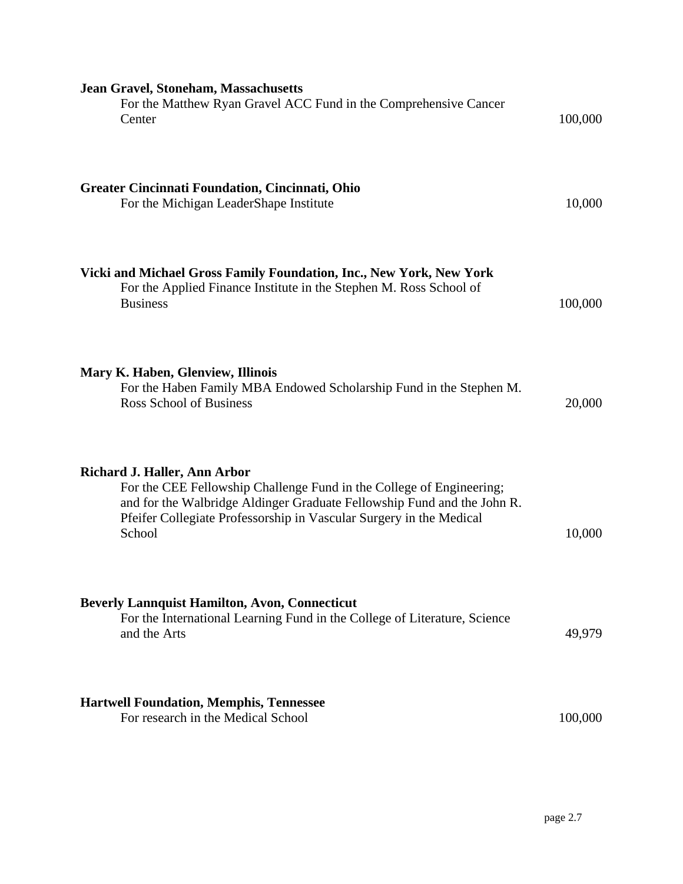**Jean Gravel, Stoneham, Massachusetts**
For the Matthew Ryan Gravel ACC Fund in the Comprehensive Cancer Center — 100,000

**Greater Cincinnati Foundation, Cincinnati, Ohio**
For the Michigan LeaderShape Institute — 10,000

**Vicki and Michael Gross Family Foundation, Inc., New York, New York**
For the Applied Finance Institute in the Stephen M. Ross School of Business — 100,000

**Mary K. Haben, Glenview, Illinois**
For the Haben Family MBA Endowed Scholarship Fund in the Stephen M. Ross School of Business — 20,000

**Richard J. Haller, Ann Arbor**
For the CEE Fellowship Challenge Fund in the College of Engineering; and for the Walbridge Aldinger Graduate Fellowship Fund and the John R. Pfeifer Collegiate Professorship in Vascular Surgery in the Medical School — 10,000

**Beverly Lannquist Hamilton, Avon, Connecticut**
For the International Learning Fund in the College of Literature, Science and the Arts — 49,979

**Hartwell Foundation, Memphis, Tennessee**
For research in the Medical School — 100,000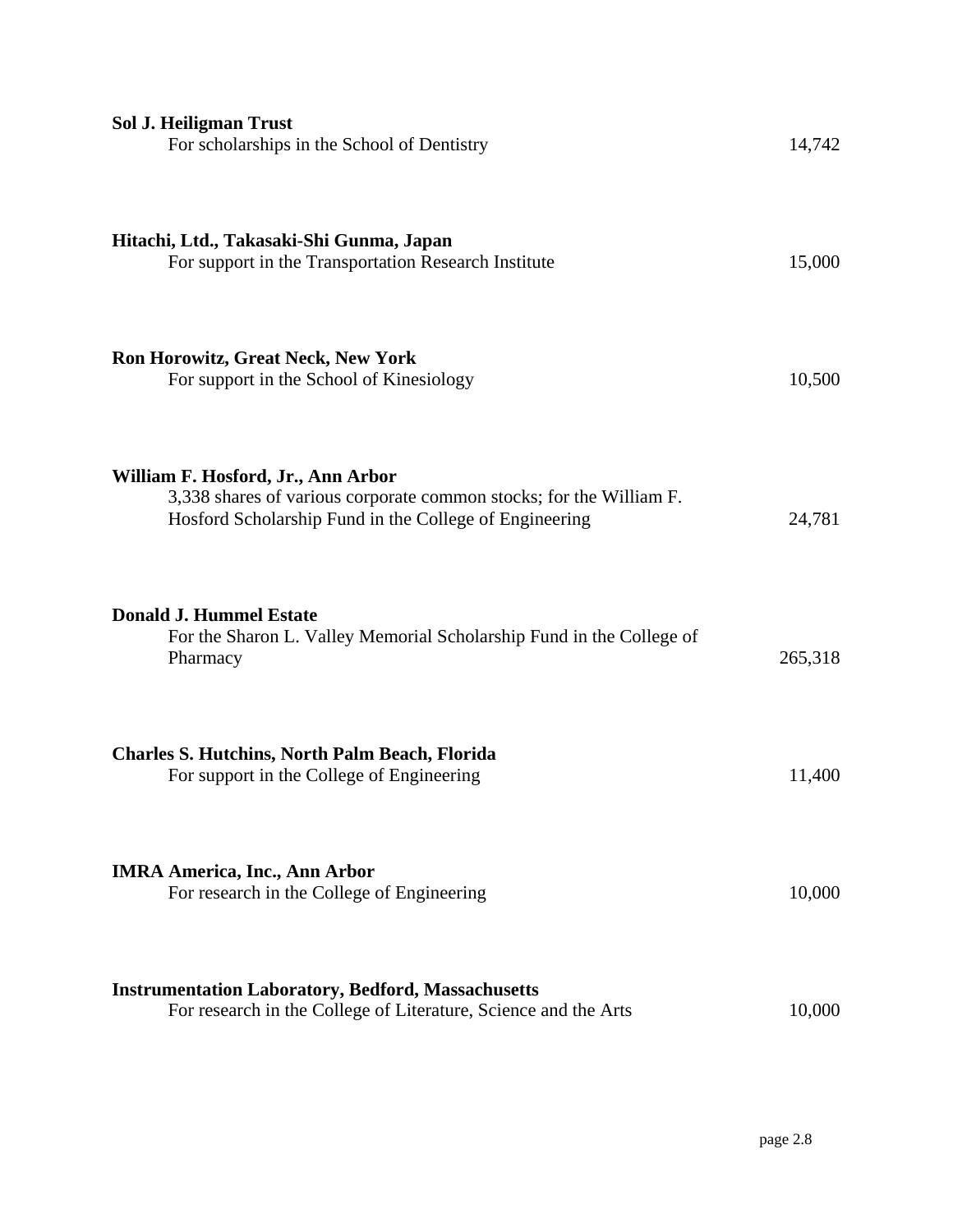**Sol J. Heiligman Trust**
For scholarships in the School of Dentistry 14,742

**Hitachi, Ltd., Takasaki-Shi Gunma, Japan**
For support in the Transportation Research Institute 15,000

**Ron Horowitz, Great Neck, New York**
For support in the School of Kinesiology 10,500

**William F. Hosford, Jr., Ann Arbor**
3,338 shares of various corporate common stocks; for the William F. Hosford Scholarship Fund in the College of Engineering 24,781

**Donald J. Hummel Estate**
For the Sharon L. Valley Memorial Scholarship Fund in the College of Pharmacy 265,318

**Charles S. Hutchins, North Palm Beach, Florida**
For support in the College of Engineering 11,400

**IMRA America, Inc., Ann Arbor**
For research in the College of Engineering 10,000

**Instrumentation Laboratory, Bedford, Massachusetts**
For research in the College of Literature, Science and the Arts 10,000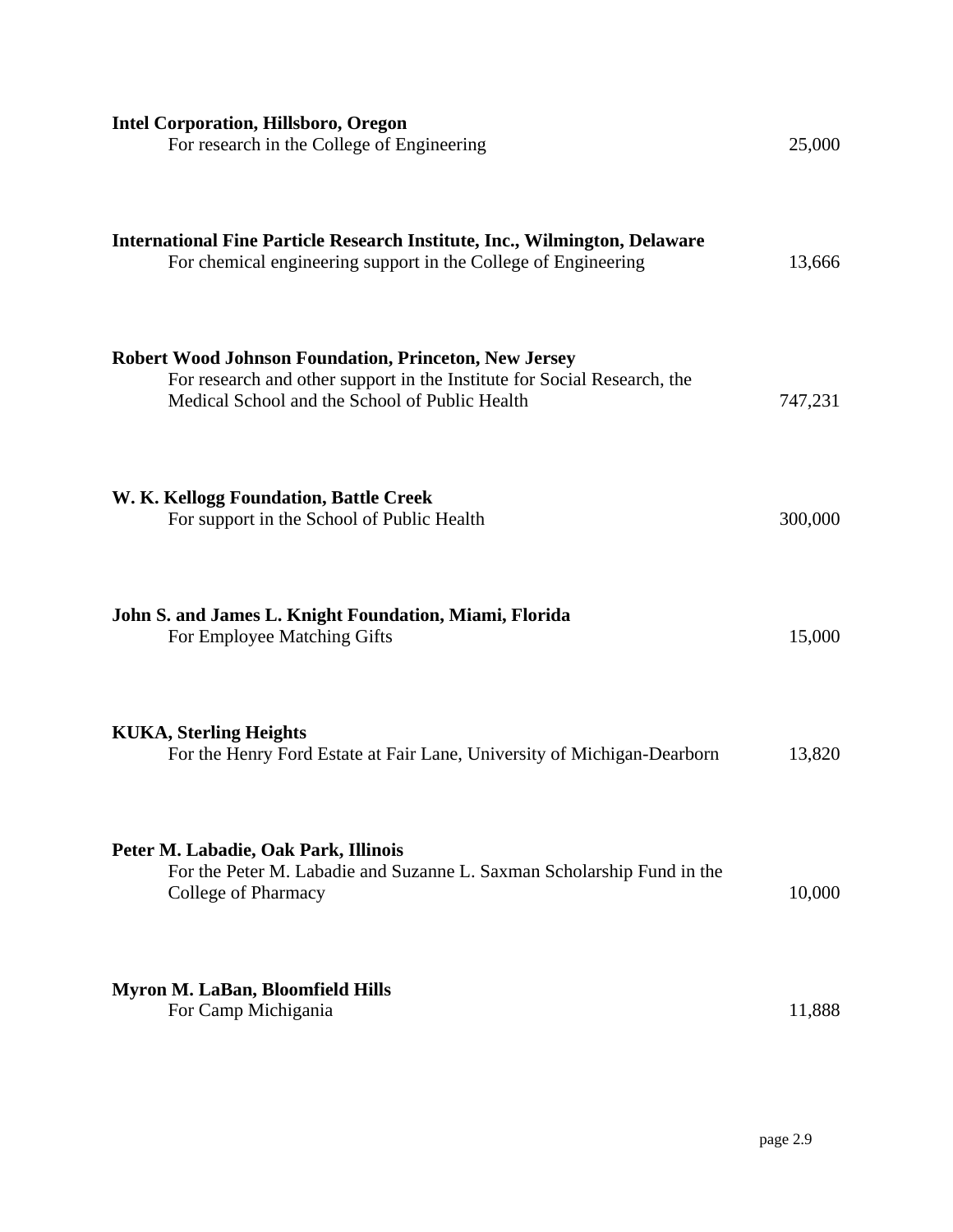**Intel Corporation, Hillsboro, Oregon**
For research in the College of Engineering 25,000

**International Fine Particle Research Institute, Inc., Wilmington, Delaware**
For chemical engineering support in the College of Engineering 13,666

**Robert Wood Johnson Foundation, Princeton, New Jersey**
For research and other support in the Institute for Social Research, the Medical School and the School of Public Health 747,231

**W. K. Kellogg Foundation, Battle Creek**
For support in the School of Public Health 300,000

**John S. and James L. Knight Foundation, Miami, Florida**
For Employee Matching Gifts 15,000

**KUKA, Sterling Heights**
For the Henry Ford Estate at Fair Lane, University of Michigan-Dearborn 13,820

**Peter M. Labadie, Oak Park, Illinois**
For the Peter M. Labadie and Suzanne L. Saxman Scholarship Fund in the College of Pharmacy 10,000

**Myron M. LaBan, Bloomfield Hills**
For Camp Michigania 11,888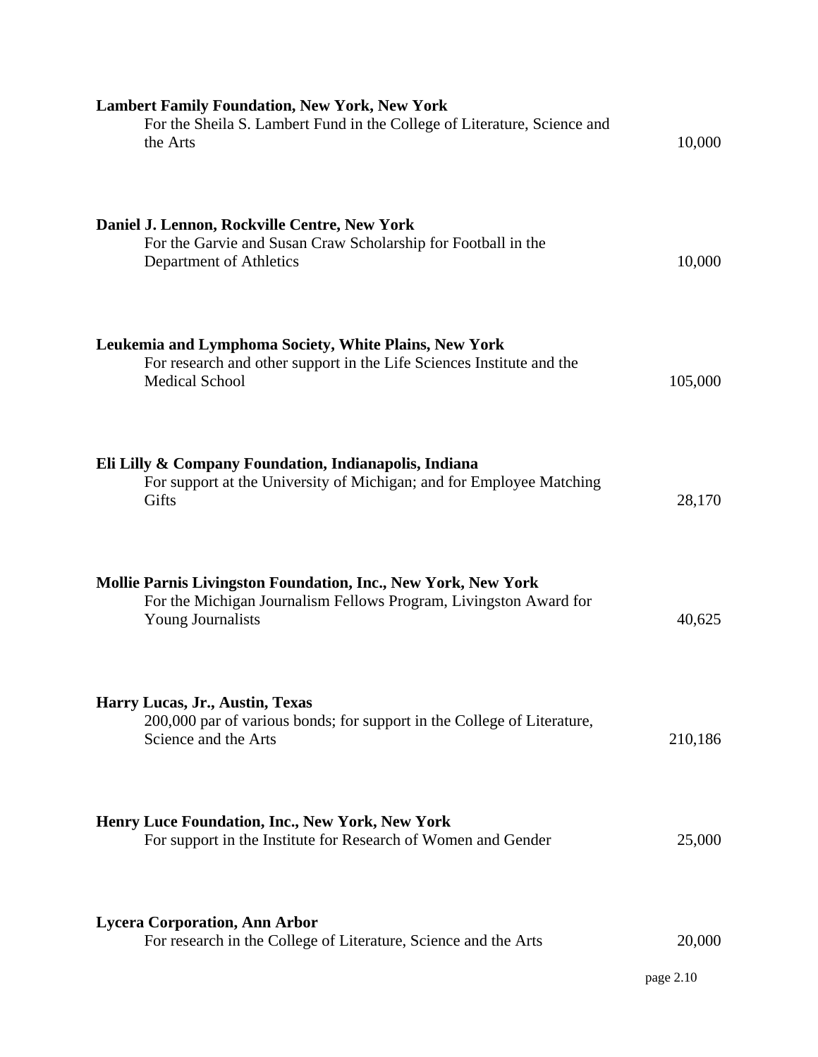**Lambert Family Foundation, New York, New York**
For the Sheila S. Lambert Fund in the College of Literature, Science and the Arts — 10,000

**Daniel J. Lennon, Rockville Centre, New York**
For the Garvie and Susan Craw Scholarship for Football in the Department of Athletics — 10,000

**Leukemia and Lymphoma Society, White Plains, New York**
For research and other support in the Life Sciences Institute and the Medical School — 105,000

**Eli Lilly & Company Foundation, Indianapolis, Indiana**
For support at the University of Michigan; and for Employee Matching Gifts — 28,170

**Mollie Parnis Livingston Foundation, Inc., New York, New York**
For the Michigan Journalism Fellows Program, Livingston Award for Young Journalists — 40,625

**Harry Lucas, Jr., Austin, Texas**
200,000 par of various bonds; for support in the College of Literature, Science and the Arts — 210,186

**Henry Luce Foundation, Inc., New York, New York**
For support in the Institute for Research of Women and Gender — 25,000

**Lycera Corporation, Ann Arbor**
For research in the College of Literature, Science and the Arts — 20,000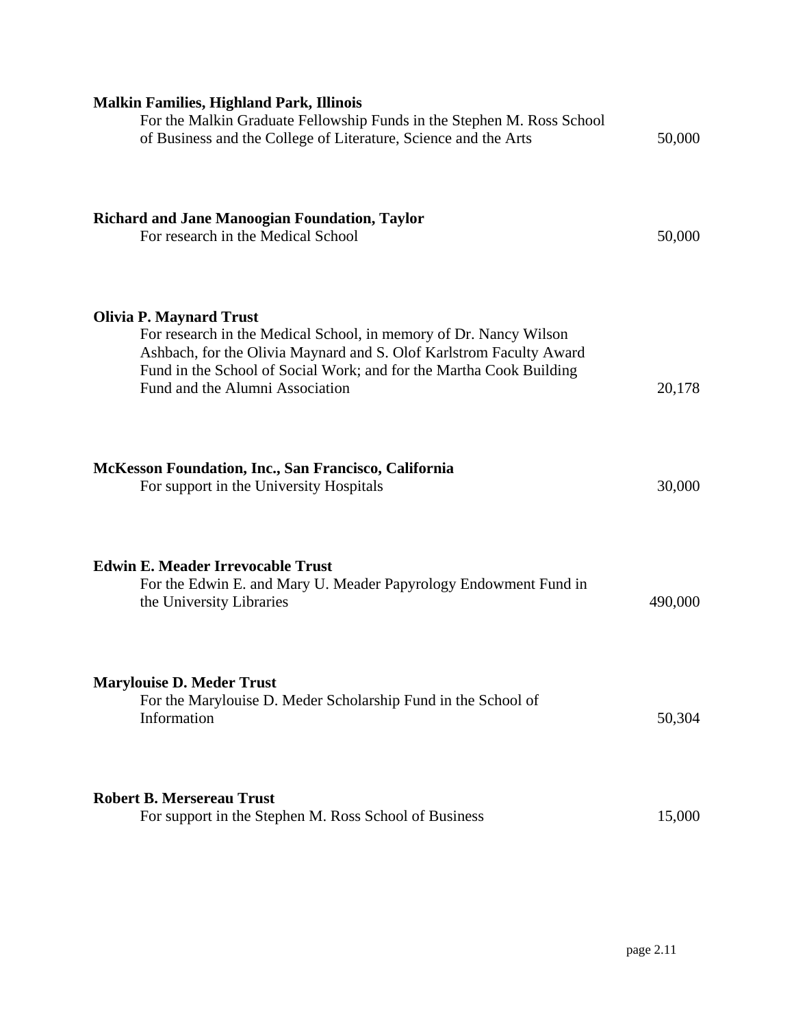**Malkin Families, Highland Park, Illinois**
For the Malkin Graduate Fellowship Funds in the Stephen M. Ross School of Business and the College of Literature, Science and the Arts — 50,000

**Richard and Jane Manoogian Foundation, Taylor**
For research in the Medical School — 50,000

**Olivia P. Maynard Trust**
For research in the Medical School, in memory of Dr. Nancy Wilson Ashbach, for the Olivia Maynard and S. Olof Karlstrom Faculty Award Fund in the School of Social Work; and for the Martha Cook Building Fund and the Alumni Association — 20,178

**McKesson Foundation, Inc., San Francisco, California**
For support in the University Hospitals — 30,000

**Edwin E. Meader Irrevocable Trust**
For the Edwin E. and Mary U. Meader Papyrology Endowment Fund in the University Libraries — 490,000

**Marylouise D. Meder Trust**
For the Marylouise D. Meder Scholarship Fund in the School of Information — 50,304

**Robert B. Mersereau Trust**
For support in the Stephen M. Ross School of Business — 15,000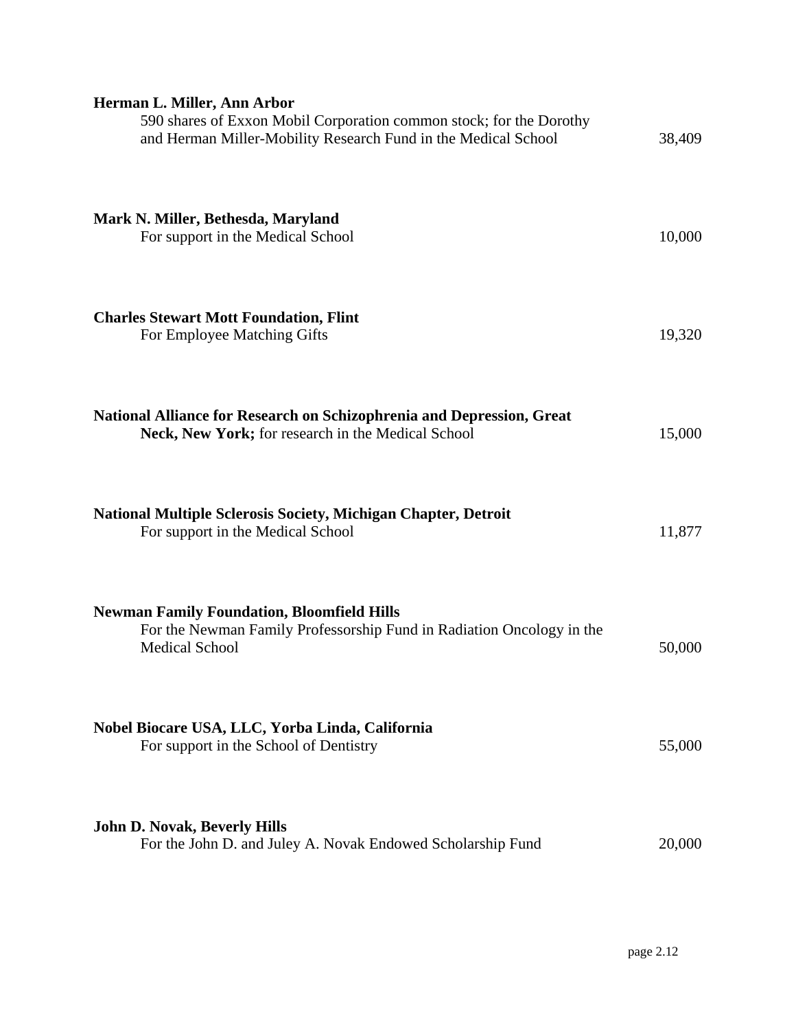**Herman L. Miller, Ann Arbor**
590 shares of Exxon Mobil Corporation common stock; for the Dorothy and Herman Miller-Mobility Research Fund in the Medical School 38,409

**Mark N. Miller, Bethesda, Maryland**
For support in the Medical School 10,000

**Charles Stewart Mott Foundation, Flint**
For Employee Matching Gifts 19,320

**National Alliance for Research on Schizophrenia and Depression, Great Neck, New York;** for research in the Medical School 15,000

**National Multiple Sclerosis Society, Michigan Chapter, Detroit**
For support in the Medical School 11,877

**Newman Family Foundation, Bloomfield Hills**
For the Newman Family Professorship Fund in Radiation Oncology in the Medical School 50,000

**Nobel Biocare USA, LLC, Yorba Linda, California**
For support in the School of Dentistry 55,000

**John D. Novak, Beverly Hills**
For the John D. and Juley A. Novak Endowed Scholarship Fund 20,000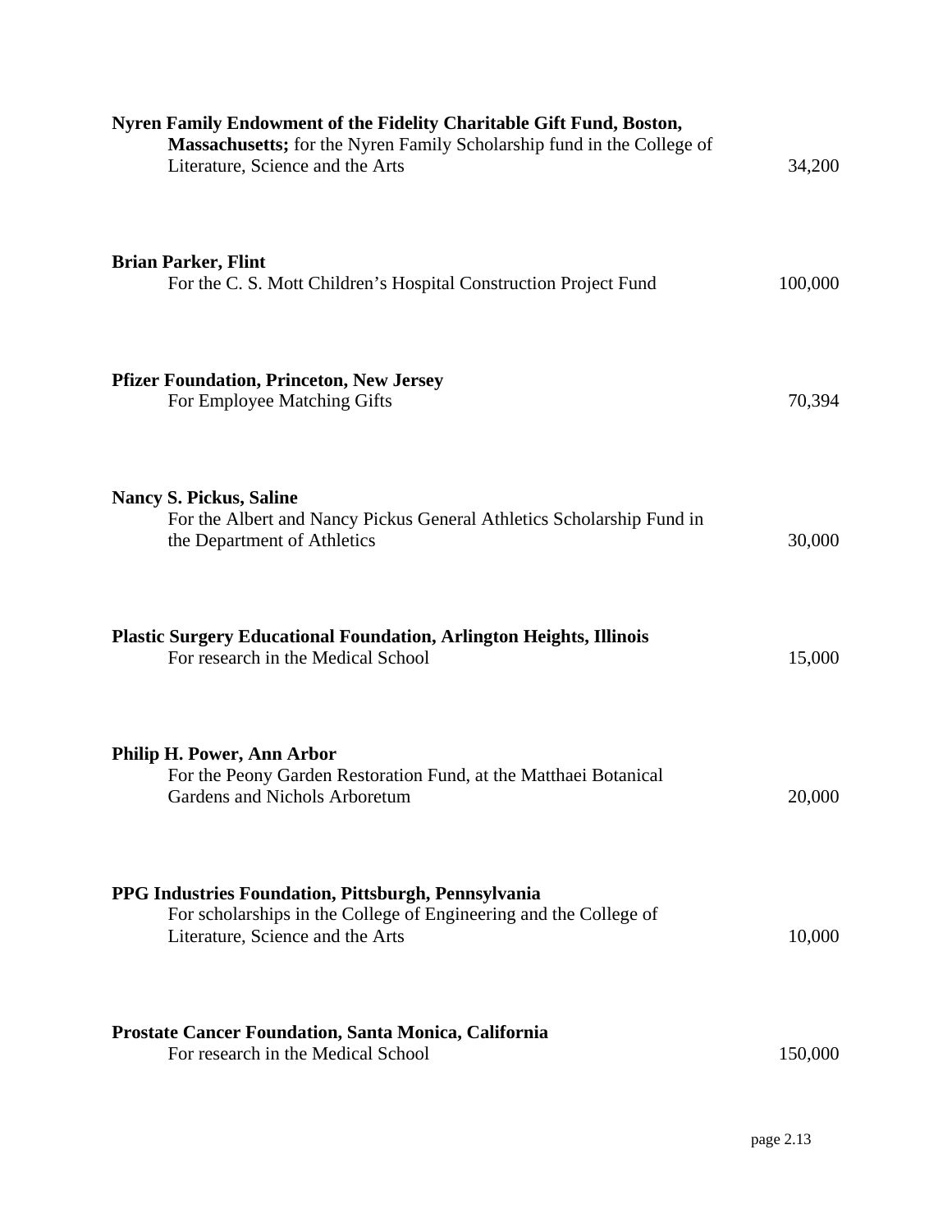**Nyren Family Endowment of the Fidelity Charitable Gift Fund, Boston, Massachusetts;** for the Nyren Family Scholarship fund in the College of Literature, Science and the Arts — 34,200

**Brian Parker, Flint**
For the C. S. Mott Children's Hospital Construction Project Fund — 100,000

**Pfizer Foundation, Princeton, New Jersey**
For Employee Matching Gifts — 70,394

**Nancy S. Pickus, Saline**
For the Albert and Nancy Pickus General Athletics Scholarship Fund in the Department of Athletics — 30,000

**Plastic Surgery Educational Foundation, Arlington Heights, Illinois**
For research in the Medical School — 15,000

**Philip H. Power, Ann Arbor**
For the Peony Garden Restoration Fund, at the Matthaei Botanical Gardens and Nichols Arboretum — 20,000

**PPG Industries Foundation, Pittsburgh, Pennsylvania**
For scholarships in the College of Engineering and the College of Literature, Science and the Arts — 10,000

**Prostate Cancer Foundation, Santa Monica, California**
For research in the Medical School — 150,000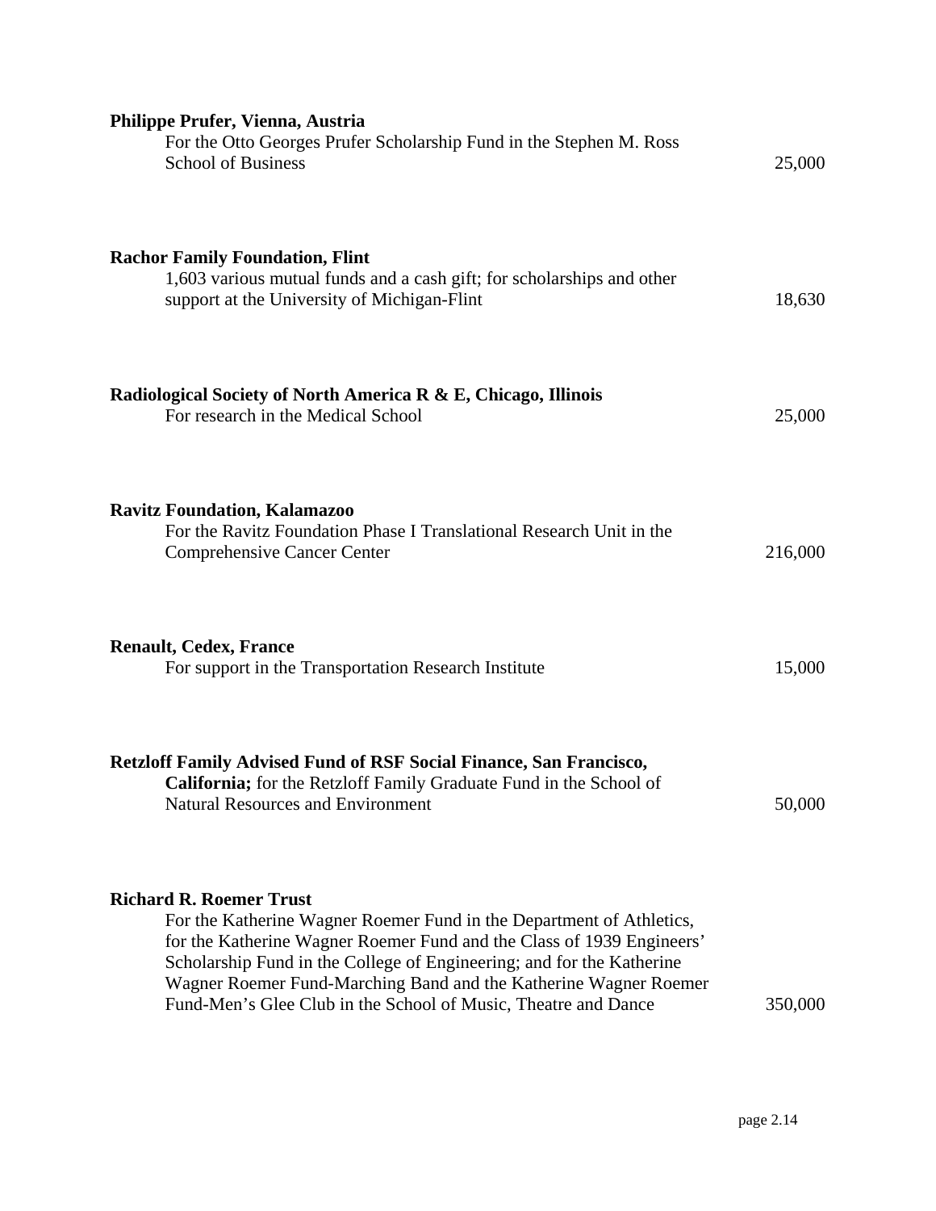**Philippe Prufer, Vienna, Austria**
For the Otto Georges Prufer Scholarship Fund in the Stephen M. Ross School of Business — 25,000

**Rachor Family Foundation, Flint**
1,603 various mutual funds and a cash gift; for scholarships and other support at the University of Michigan-Flint — 18,630

**Radiological Society of North America R & E, Chicago, Illinois**
For research in the Medical School — 25,000

**Ravitz Foundation, Kalamazoo**
For the Ravitz Foundation Phase I Translational Research Unit in the Comprehensive Cancer Center — 216,000

**Renault, Cedex, France**
For support in the Transportation Research Institute — 15,000

**Retzloff Family Advised Fund of RSF Social Finance, San Francisco, California;** for the Retzloff Family Graduate Fund in the School of Natural Resources and Environment — 50,000

**Richard R. Roemer Trust**
For the Katherine Wagner Roemer Fund in the Department of Athletics, for the Katherine Wagner Roemer Fund and the Class of 1939 Engineers' Scholarship Fund in the College of Engineering; and for the Katherine Wagner Roemer Fund-Marching Band and the Katherine Wagner Roemer Fund-Men's Glee Club in the School of Music, Theatre and Dance — 350,000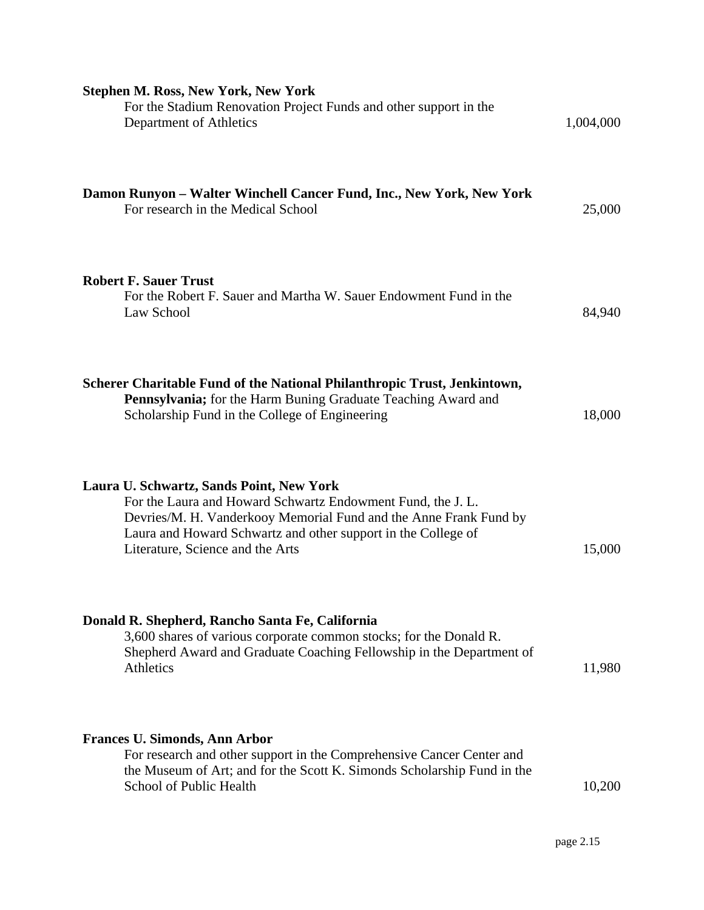**Stephen M. Ross, New York, New York**
For the Stadium Renovation Project Funds and other support in the Department of Athletics — 1,004,000

**Damon Runyon – Walter Winchell Cancer Fund, Inc., New York, New York**
For research in the Medical School — 25,000

**Robert F. Sauer Trust**
For the Robert F. Sauer and Martha W. Sauer Endowment Fund in the Law School — 84,940

**Scherer Charitable Fund of the National Philanthropic Trust, Jenkintown, Pennsylvania;** for the Harm Buning Graduate Teaching Award and Scholarship Fund in the College of Engineering — 18,000

**Laura U. Schwartz, Sands Point, New York**
For the Laura and Howard Schwartz Endowment Fund, the J. L. Devries/M. H. Vanderkooy Memorial Fund and the Anne Frank Fund by Laura and Howard Schwartz and other support in the College of Literature, Science and the Arts — 15,000

**Donald R. Shepherd, Rancho Santa Fe, California**
3,600 shares of various corporate common stocks; for the Donald R. Shepherd Award and Graduate Coaching Fellowship in the Department of Athletics — 11,980

**Frances U. Simonds, Ann Arbor**
For research and other support in the Comprehensive Cancer Center and the Museum of Art; and for the Scott K. Simonds Scholarship Fund in the School of Public Health — 10,200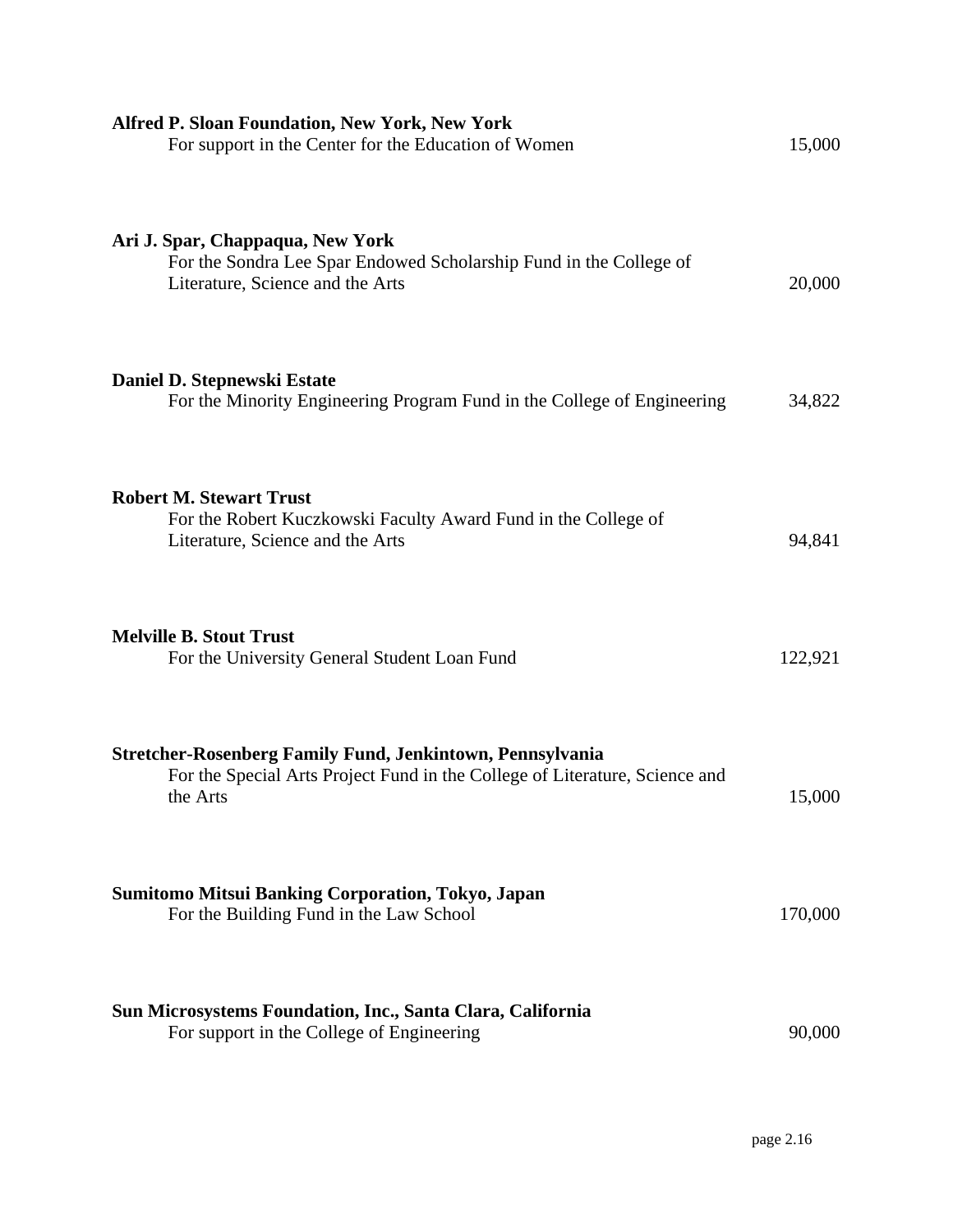**Alfred P. Sloan Foundation, New York, New York**
For support in the Center for the Education of Women — 15,000

**Ari J. Spar, Chappaqua, New York**
For the Sondra Lee Spar Endowed Scholarship Fund in the College of Literature, Science and the Arts — 20,000

**Daniel D. Stepnewski Estate**
For the Minority Engineering Program Fund in the College of Engineering — 34,822

**Robert M. Stewart Trust**
For the Robert Kuczkowski Faculty Award Fund in the College of Literature, Science and the Arts — 94,841

**Melville B. Stout Trust**
For the University General Student Loan Fund — 122,921

**Stretcher-Rosenberg Family Fund, Jenkintown, Pennsylvania**
For the Special Arts Project Fund in the College of Literature, Science and the Arts — 15,000

**Sumitomo Mitsui Banking Corporation, Tokyo, Japan**
For the Building Fund in the Law School — 170,000

**Sun Microsystems Foundation, Inc., Santa Clara, California**
For support in the College of Engineering — 90,000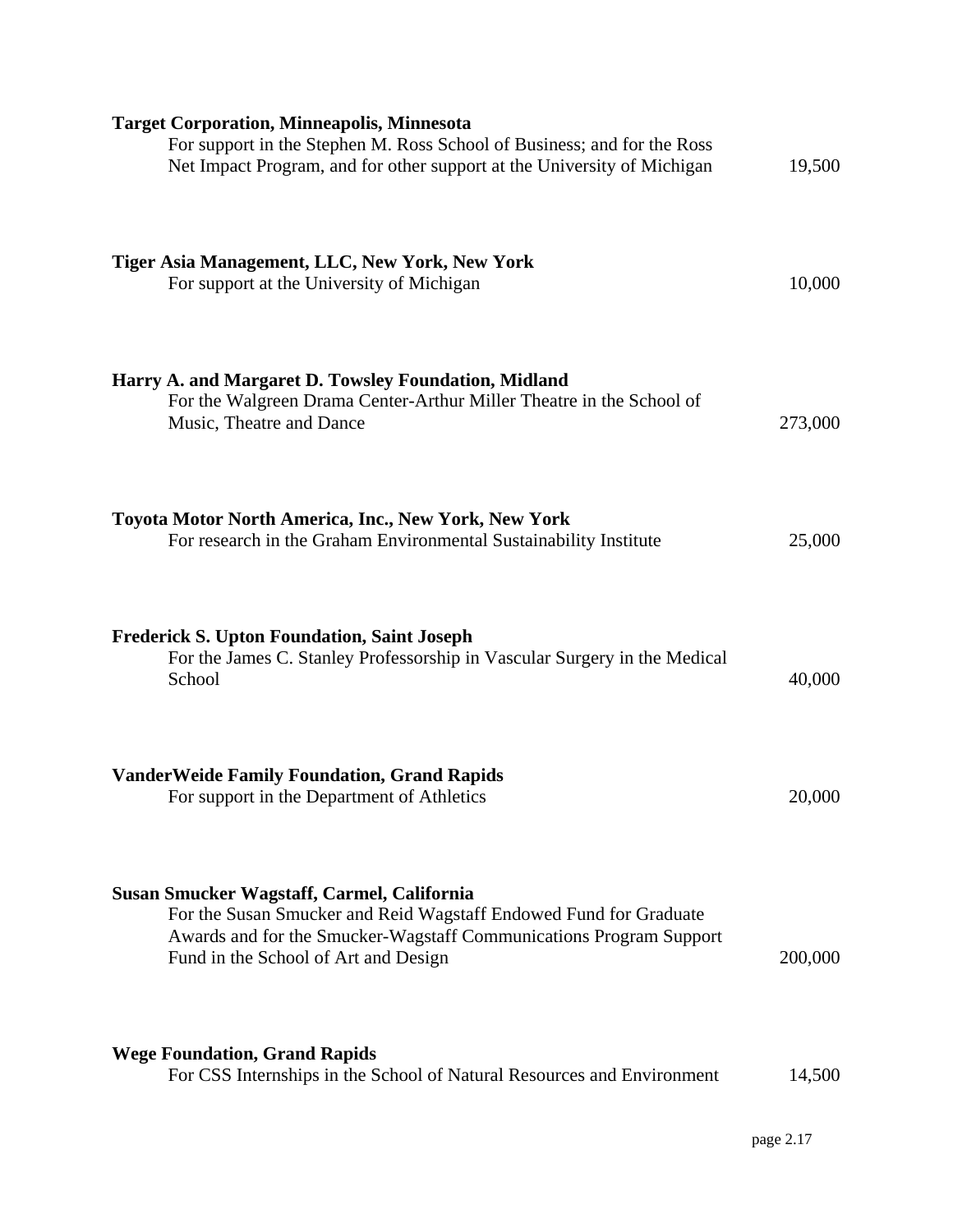**Target Corporation, Minneapolis, Minnesota**
For support in the Stephen M. Ross School of Business; and for the Ross Net Impact Program, and for other support at the University of Michigan — 19,500

**Tiger Asia Management, LLC, New York, New York**
For support at the University of Michigan — 10,000

**Harry A. and Margaret D. Towsley Foundation, Midland**
For the Walgreen Drama Center-Arthur Miller Theatre in the School of Music, Theatre and Dance — 273,000

**Toyota Motor North America, Inc., New York, New York**
For research in the Graham Environmental Sustainability Institute — 25,000

**Frederick S. Upton Foundation, Saint Joseph**
For the James C. Stanley Professorship in Vascular Surgery in the Medical School — 40,000

**VanderWeide Family Foundation, Grand Rapids**
For support in the Department of Athletics — 20,000

**Susan Smucker Wagstaff, Carmel, California**
For the Susan Smucker and Reid Wagstaff Endowed Fund for Graduate Awards and for the Smucker-Wagstaff Communications Program Support Fund in the School of Art and Design — 200,000

**Wege Foundation, Grand Rapids**
For CSS Internships in the School of Natural Resources and Environment — 14,500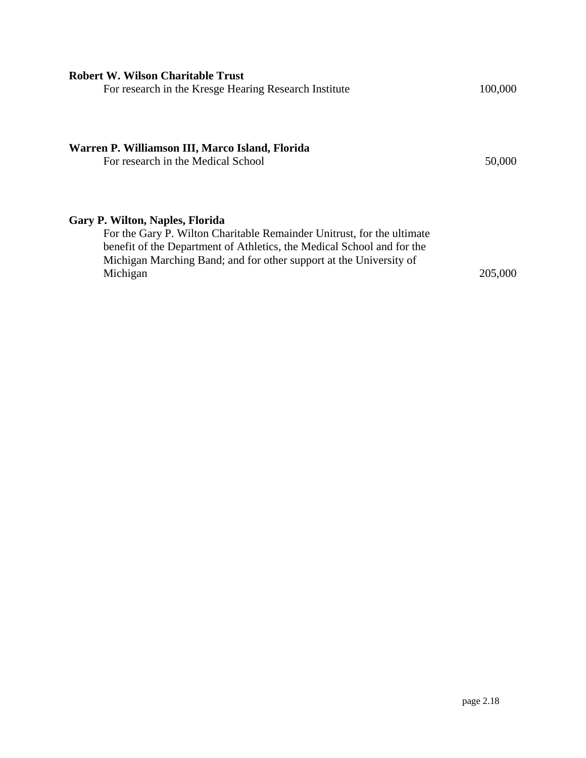**Robert W. Wilson Charitable Trust**

For research in the Kresge Hearing Research Institute 100,000

**Warren P. Williamson III, Marco Island, Florida**

For research in the Medical School 50,000

**Gary P. Wilton, Naples, Florida**

For the Gary P. Wilton Charitable Remainder Unitrust, for the ultimate benefit of the Department of Athletics, the Medical School and for the Michigan Marching Band; and for other support at the University of Michigan 205,000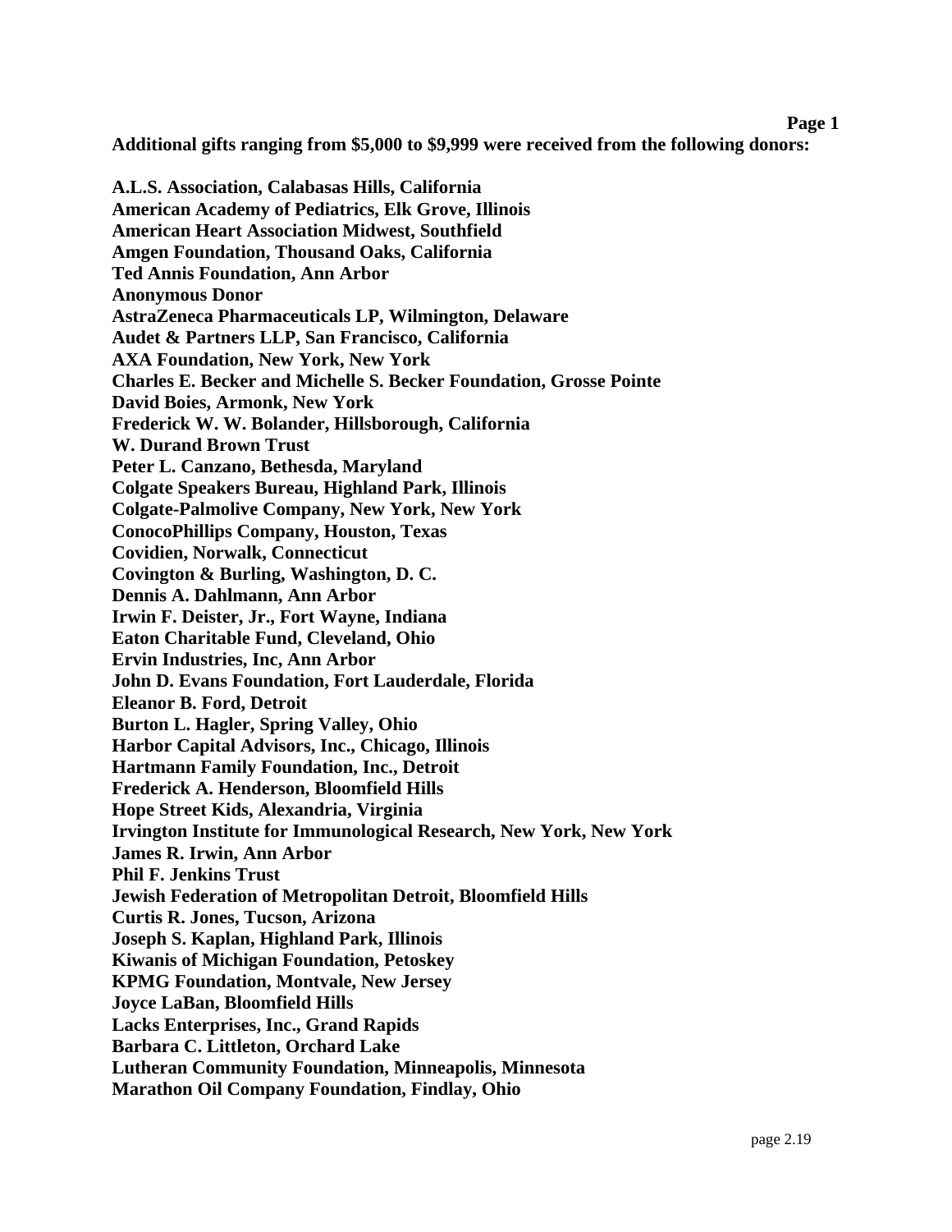**Additional gifts ranging from $5,000 to $9,999 were received from the following donors:**

**A.L.S. Association, Calabasas Hills, California**
**American Academy of Pediatrics, Elk Grove, Illinois**
**American Heart Association Midwest, Southfield**
**Amgen Foundation, Thousand Oaks, California**
**Ted Annis Foundation, Ann Arbor**
**Anonymous Donor**
**AstraZeneca Pharmaceuticals LP, Wilmington, Delaware**
**Audet & Partners LLP, San Francisco, California**
**AXA Foundation, New York, New York**
**Charles E. Becker and Michelle S. Becker Foundation, Grosse Pointe**
**David Boies, Armonk, New York**
**Frederick W. W. Bolander, Hillsborough, California**
**W. Durand Brown Trust**
**Peter L. Canzano, Bethesda, Maryland**
**Colgate Speakers Bureau, Highland Park, Illinois**
**Colgate-Palmolive Company, New York, New York**
**ConocoPhillips Company, Houston, Texas**
**Covidien, Norwalk, Connecticut**
**Covington & Burling, Washington, D. C.**
**Dennis A. Dahlmann, Ann Arbor**
**Irwin F. Deister, Jr., Fort Wayne, Indiana**
**Eaton Charitable Fund, Cleveland, Ohio**
**Ervin Industries, Inc, Ann Arbor**
**John D. Evans Foundation, Fort Lauderdale, Florida**
**Eleanor B. Ford, Detroit**
**Burton L. Hagler, Spring Valley, Ohio**
**Harbor Capital Advisors, Inc., Chicago, Illinois**
**Hartmann Family Foundation, Inc., Detroit**
**Frederick A. Henderson, Bloomfield Hills**
**Hope Street Kids, Alexandria, Virginia**
**Irvington Institute for Immunological Research, New York, New York**
**James R. Irwin, Ann Arbor**
**Phil F. Jenkins Trust**
**Jewish Federation of Metropolitan Detroit, Bloomfield Hills**
**Curtis R. Jones, Tucson, Arizona**
**Joseph S. Kaplan, Highland Park, Illinois**
**Kiwanis of Michigan Foundation, Petoskey**
**KPMG Foundation, Montvale, New Jersey**
**Joyce LaBan, Bloomfield Hills**
**Lacks Enterprises, Inc., Grand Rapids**
**Barbara C. Littleton, Orchard Lake**
**Lutheran Community Foundation, Minneapolis, Minnesota**
**Marathon Oil Company Foundation, Findlay, Ohio**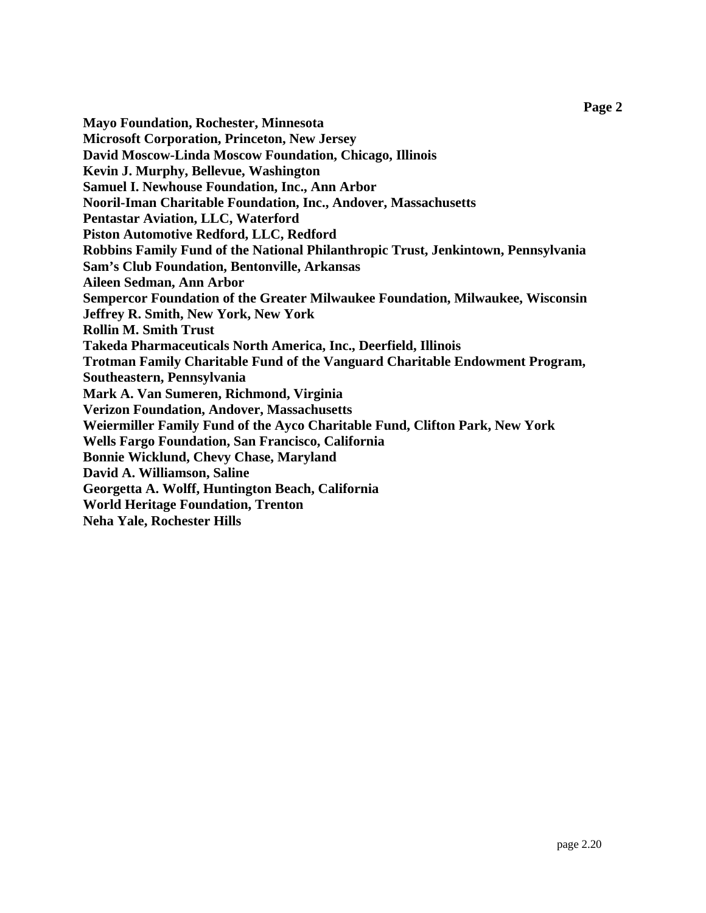**Mayo Foundation, Rochester, Minnesota**
**Microsoft Corporation, Princeton, New Jersey**
**David Moscow-Linda Moscow Foundation, Chicago, Illinois**
**Kevin J. Murphy, Bellevue, Washington**
**Samuel I. Newhouse Foundation, Inc., Ann Arbor**
**Nooril-Iman Charitable Foundation, Inc., Andover, Massachusetts**
**Pentastar Aviation, LLC, Waterford**
**Piston Automotive Redford, LLC, Redford**
**Robbins Family Fund of the National Philanthropic Trust, Jenkintown, Pennsylvania**
**Sam's Club Foundation, Bentonville, Arkansas**
**Aileen Sedman, Ann Arbor**
**Sempercor Foundation of the Greater Milwaukee Foundation, Milwaukee, Wisconsin**
**Jeffrey R. Smith, New York, New York**
**Rollin M. Smith Trust**
**Takeda Pharmaceuticals North America, Inc., Deerfield, Illinois**
**Trotman Family Charitable Fund of the Vanguard Charitable Endowment Program, Southeastern, Pennsylvania**
**Mark A. Van Sumeren, Richmond, Virginia**
**Verizon Foundation, Andover, Massachusetts**
**Weiermiller Family Fund of the Ayco Charitable Fund, Clifton Park, New York**
**Wells Fargo Foundation, San Francisco, California**
**Bonnie Wicklund, Chevy Chase, Maryland**
**David A. Williamson, Saline**
**Georgetta A. Wolff, Huntington Beach, California**
**World Heritage Foundation, Trenton**
**Neha Yale, Rochester Hills**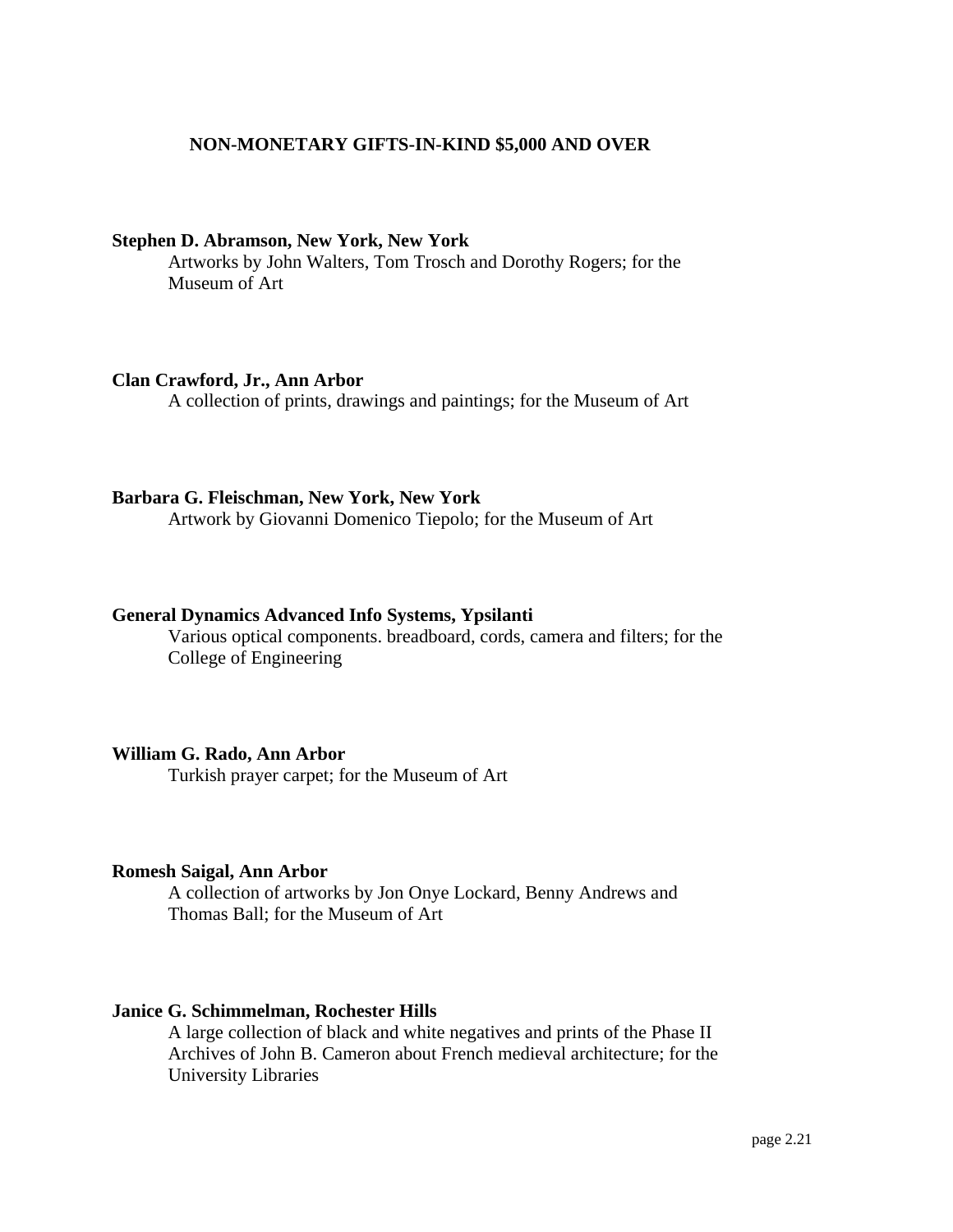## NON-MONETARY GIFTS-IN-KIND $5,000 AND OVER

**Stephen D. Abramson, New York, New York**
Artworks by John Walters, Tom Trosch and Dorothy Rogers; for the Museum of Art

**Clan Crawford, Jr., Ann Arbor**
A collection of prints, drawings and paintings; for the Museum of Art

**Barbara G. Fleischman, New York, New York**
Artwork by Giovanni Domenico Tiepolo; for the Museum of Art

**General Dynamics Advanced Info Systems, Ypsilanti**
Various optical components. breadboard, cords, camera and filters; for the College of Engineering

**William G. Rado, Ann Arbor**
Turkish prayer carpet; for the Museum of Art

**Romesh Saigal, Ann Arbor**
A collection of artworks by Jon Onye Lockard, Benny Andrews and Thomas Ball; for the Museum of Art

**Janice G. Schimmelman, Rochester Hills**
A large collection of black and white negatives and prints of the Phase II Archives of John B. Cameron about French medieval architecture; for the University Libraries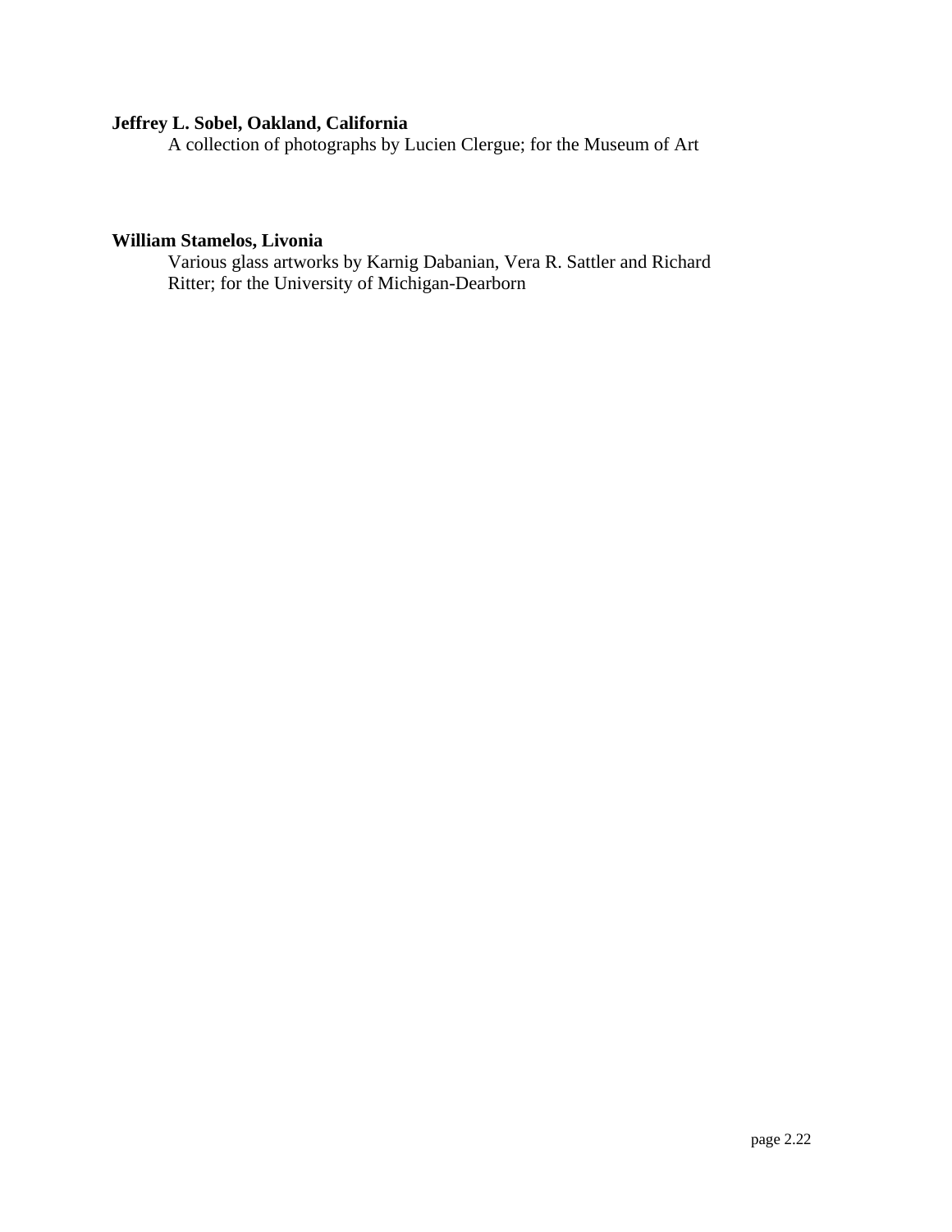**Jeffrey L. Sobel, Oakland, California**

A collection of photographs by Lucien Clergue; for the Museum of Art

**William Stamelos, Livonia**

Various glass artworks by Karnig Dabanian, Vera R. Sattler and Richard Ritter; for the University of Michigan-Dearborn